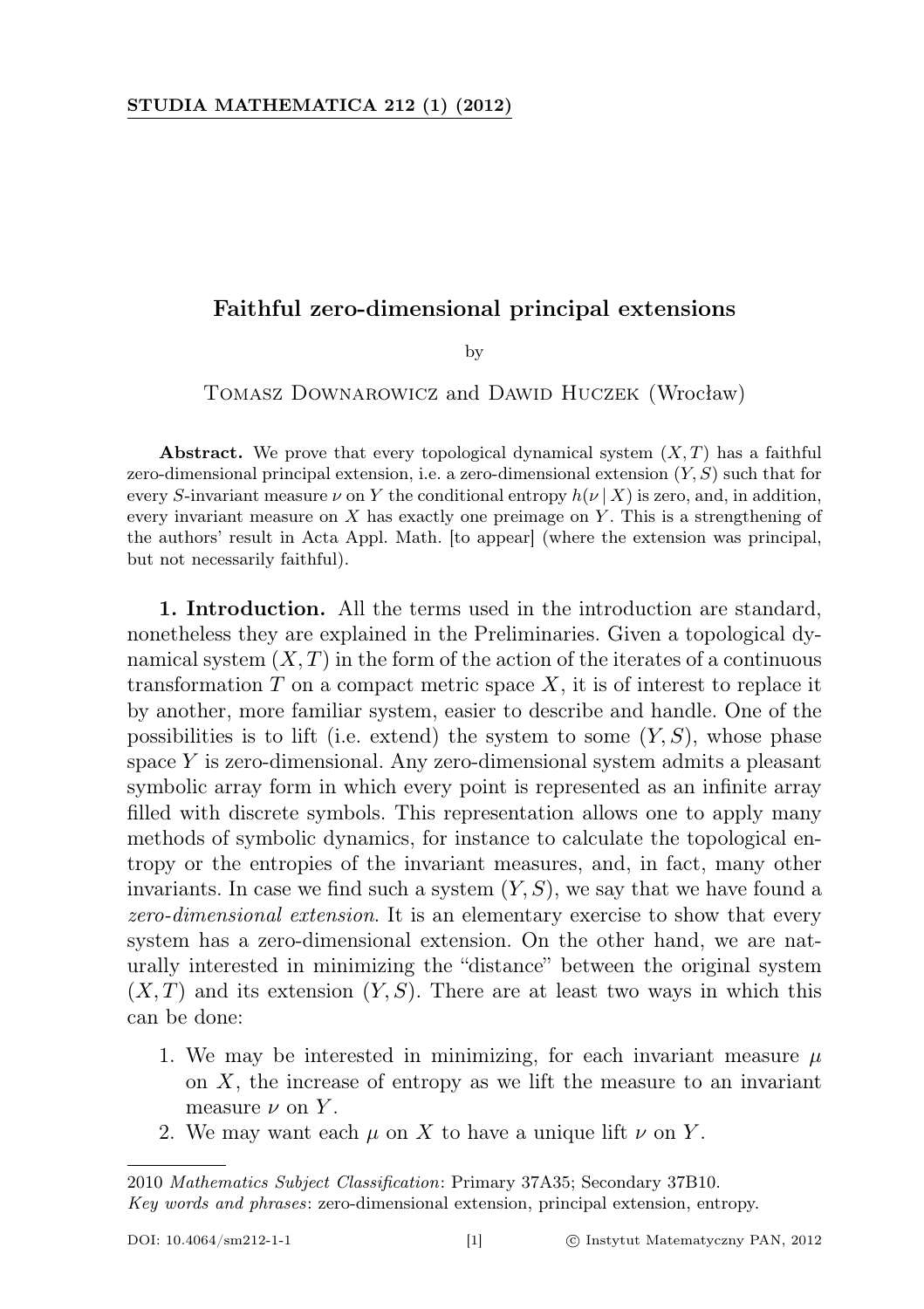# Faithful zero-dimensional principal extensions

by

Tomasz Downarowicz and Dawid Huczek (Wrocław)

**Abstract.** We prove that every topological dynamical system $(X, T)$ has a faithful zero-dimensional principal extension, i.e. a zero-dimensional extension $(Y, S)$ such that for every $S$-invariant measure $\nu$ on $Y$ the conditional entropy $h(\nu \mid X)$ is zero, and, in addition, every invariant measure on $X$ has exactly one preimage on $Y$. This is a strengthening of the authors' result in Acta Appl. Math. [to appear] (where the extension was principal, but not necessarily faithful).

**1. Introduction.** All the terms used in the introduction are standard, nonetheless they are explained in the Preliminaries. Given a topological dynamical system $(X, T)$ in the form of the action of the iterates of a continuous transformation $T$ on a compact metric space $X$, it is of interest to replace it by another, more familiar system, easier to describe and handle. One of the possibilities is to lift (i.e. extend) the system to some $(Y, S)$, whose phase space $Y$ is zero-dimensional. Any zero-dimensional system admits a pleasant symbolic array form in which every point is represented as an infinite array filled with discrete symbols. This representation allows one to apply many methods of symbolic dynamics, for instance to calculate the topological entropy or the entropies of the invariant measures, and, in fact, many other invariants. In case we find such a system $(Y, S)$, we say that we have found a *zero-dimensional extension*. It is an elementary exercise to show that every system has a zero-dimensional extension. On the other hand, we are naturally interested in minimizing the "distance" between the original system $(X, T)$ and its extension $(Y, S)$. There are at least two ways in which this can be done:

1. We may be interested in minimizing, for each invariant measure $\mu$ on $X$, the increase of entropy as we lift the measure to an invariant measure $\nu$ on $Y$.
2. We may want each $\mu$ on $X$ to have a unique lift $\nu$ on $Y$.

2010 *Mathematics Subject Classification*: Primary 37A35; Secondary 37B10.
*Key words and phrases*: zero-dimensional extension, principal extension, entropy.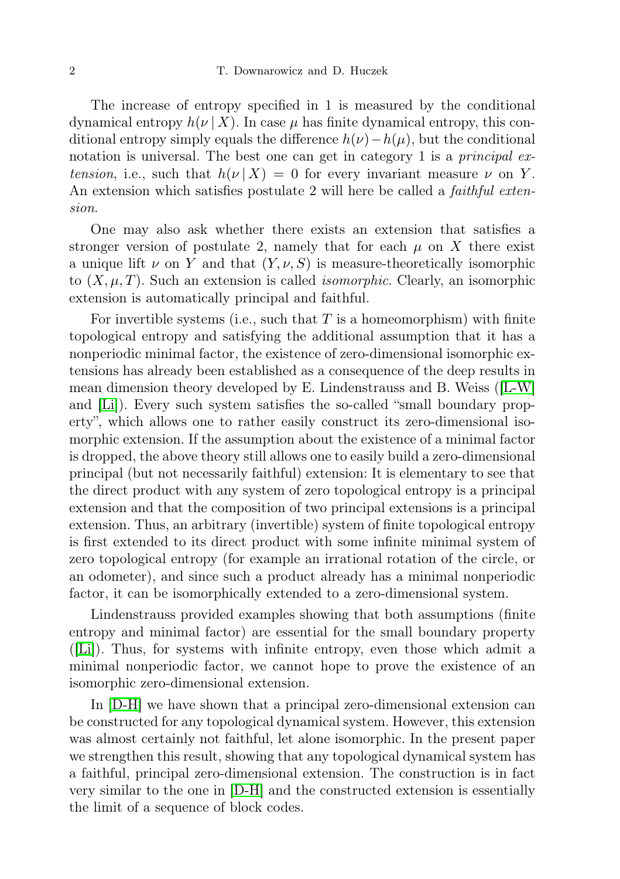The increase of entropy specified in 1 is measured by the conditional dynamical entropy $h(\nu \mid X)$. In case $\mu$ has finite dynamical entropy, this conditional entropy simply equals the difference $h(\nu) - h(\mu)$, but the conditional notation is universal. The best one can get in category 1 is a *principal extension*, i.e., such that $h(\nu \mid X) = 0$ for every invariant measure $\nu$ on $Y$. An extension which satisfies postulate 2 will here be called a *faithful extension*.

One may also ask whether there exists an extension that satisfies a stronger version of postulate 2, namely that for each $\mu$ on $X$ there exist a unique lift $\nu$ on $Y$ and that $(Y, \nu, S)$ is measure-theoretically isomorphic to $(X, \mu, T)$. Such an extension is called *isomorphic*. Clearly, an isomorphic extension is automatically principal and faithful.

For invertible systems (i.e., such that $T$ is a homeomorphism) with finite topological entropy and satisfying the additional assumption that it has a nonperiodic minimal factor, the existence of zero-dimensional isomorphic extensions has already been established as a consequence of the deep results in mean dimension theory developed by E. Lindenstrauss and B. Weiss ([L-W] and [Li]). Every such system satisfies the so-called "small boundary property", which allows one to rather easily construct its zero-dimensional isomorphic extension. If the assumption about the existence of a minimal factor is dropped, the above theory still allows one to easily build a zero-dimensional principal (but not necessarily faithful) extension: It is elementary to see that the direct product with any system of zero topological entropy is a principal extension and that the composition of two principal extensions is a principal extension. Thus, an arbitrary (invertible) system of finite topological entropy is first extended to its direct product with some infinite minimal system of zero topological entropy (for example an irrational rotation of the circle, or an odometer), and since such a product already has a minimal nonperiodic factor, it can be isomorphically extended to a zero-dimensional system.

Lindenstrauss provided examples showing that both assumptions (finite entropy and minimal factor) are essential for the small boundary property ([Li]). Thus, for systems with infinite entropy, even those which admit a minimal nonperiodic factor, we cannot hope to prove the existence of an isomorphic zero-dimensional extension.

In [D-H] we have shown that a principal zero-dimensional extension can be constructed for any topological dynamical system. However, this extension was almost certainly not faithful, let alone isomorphic. In the present paper we strengthen this result, showing that any topological dynamical system has a faithful, principal zero-dimensional extension. The construction is in fact very similar to the one in [D-H] and the constructed extension is essentially the limit of a sequence of block codes.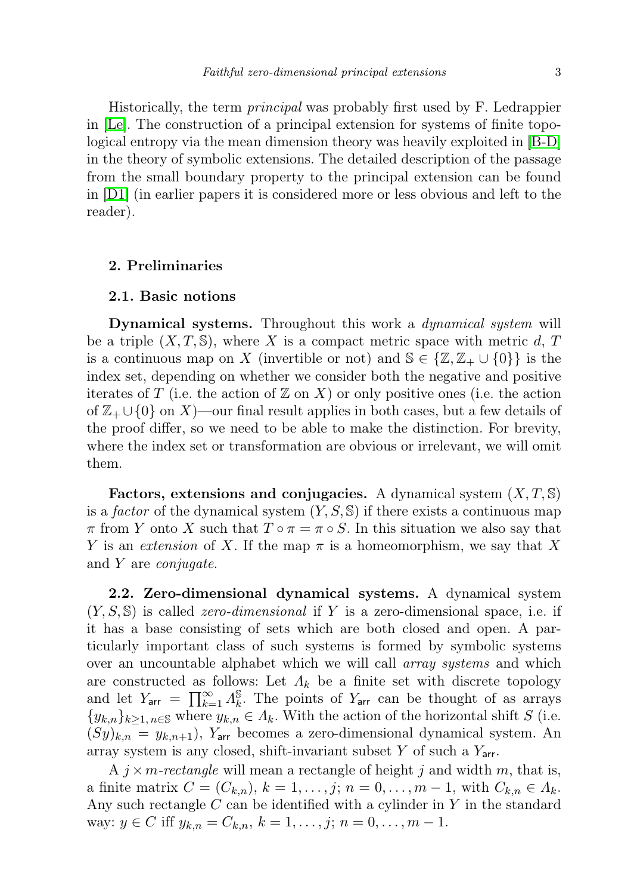Historically, the term *principal* was probably first used by F. Ledrappier in [Le]. The construction of a principal extension for systems of finite topological entropy via the mean dimension theory was heavily exploited in [B-D] in the theory of symbolic extensions. The detailed description of the passage from the small boundary property to the principal extension can be found in [D1] (in earlier papers it is considered more or less obvious and left to the reader).

## 2. Preliminaries

### 2.1. Basic notions

**Dynamical systems.** Throughout this work a *dynamical system* will be a triple $(X, T, \mathbb{S})$, where $X$ is a compact metric space with metric $d$, $T$ is a continuous map on $X$ (invertible or not) and $\mathbb{S} \in \{\mathbb{Z}, \mathbb{Z}_+ \cup \{0\}\}$ is the index set, depending on whether we consider both the negative and positive iterates of $T$ (i.e. the action of $\mathbb{Z}$ on $X$) or only positive ones (i.e. the action of $\mathbb{Z}_+ \cup \{0\}$ on $X$)—our final result applies in both cases, but a few details of the proof differ, so we need to be able to make the distinction. For brevity, where the index set or transformation are obvious or irrelevant, we will omit them.

**Factors, extensions and conjugacies.** A dynamical system $(X, T, \mathbb{S})$ is a *factor* of the dynamical system $(Y, S, \mathbb{S})$ if there exists a continuous map $\pi$ from $Y$ onto $X$ such that $T \circ \pi = \pi \circ S$. In this situation we also say that $Y$ is an *extension* of $X$. If the map $\pi$ is a homeomorphism, we say that $X$ and $Y$ are *conjugate*.

**2.2. Zero-dimensional dynamical systems.** A dynamical system $(Y, S, \mathbb{S})$ is called *zero-dimensional* if $Y$ is a zero-dimensional space, i.e. if it has a base consisting of sets which are both closed and open. A particularly important class of such systems is formed by symbolic systems over an uncountable alphabet which we will call *array systems* and which are constructed as follows: Let $\Lambda_k$ be a finite set with discrete topology and let $Y_{\mathsf{arr}} = \prod_{k=1}^{\infty} \Lambda_k^{\mathbb{S}}$. The points of $Y_{\mathsf{arr}}$ can be thought of as arrays $\{y_{k,n}\}_{k \geq 1,\, n \in \mathbb{S}}$ where $y_{k,n} \in \Lambda_k$. With the action of the horizontal shift $S$ (i.e. $(Sy)_{k,n} = y_{k,n+1}$), $Y_{\mathsf{arr}}$ becomes a zero-dimensional dynamical system. An array system is any closed, shift-invariant subset $Y$ of such a $Y_{\mathsf{arr}}$.

A $j \times m$*-rectangle* will mean a rectangle of height $j$ and width $m$, that is, a finite matrix $C = (C_{k,n})$, $k = 1, \ldots, j$; $n = 0, \ldots, m-1$, with $C_{k,n} \in \Lambda_k$. Any such rectangle $C$ can be identified with a cylinder in $Y$ in the standard way: $y \in C$ iff $y_{k,n} = C_{k,n}$, $k = 1, \ldots, j$; $n = 0, \ldots, m-1$.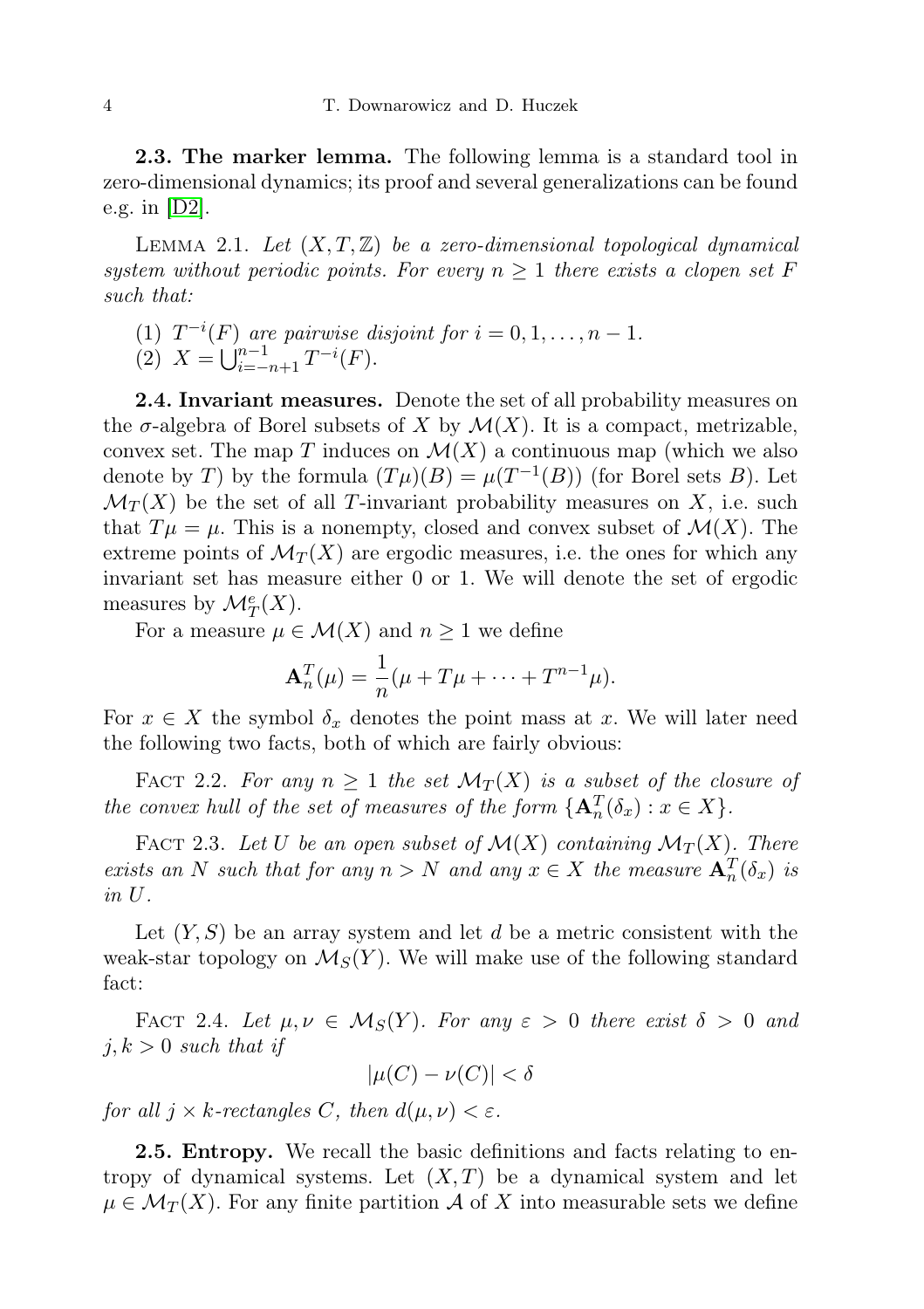**2.3. The marker lemma.** The following lemma is a standard tool in zero-dimensional dynamics; its proof and several generalizations can be found e.g. in [D2].

LEMMA 2.1. *Let $(X, T, \mathbb{Z})$ be a zero-dimensional topological dynamical system without periodic points. For every $n \geq 1$ there exists a clopen set $F$ such that:*

1. *$T^{-i}(F)$ are pairwise disjoint for $i = 0, 1, \ldots, n-1$.*
2. *$X = \bigcup_{i=-n+1}^{n-1} T^{-i}(F)$.*

**2.4. Invariant measures.** Denote the set of all probability measures on the $\sigma$-algebra of Borel subsets of $X$ by $\mathcal{M}(X)$. It is a compact, metrizable, convex set. The map $T$ induces on $\mathcal{M}(X)$ a continuous map (which we also denote by $T$) by the formula $(T\mu)(B) = \mu(T^{-1}(B))$ (for Borel sets $B$). Let $\mathcal{M}_T(X)$ be the set of all $T$-invariant probability measures on $X$, i.e. such that $T\mu = \mu$. This is a nonempty, closed and convex subset of $\mathcal{M}(X)$. The extreme points of $\mathcal{M}_T(X)$ are ergodic measures, i.e. the ones for which any invariant set has measure either 0 or 1. We will denote the set of ergodic measures by $\mathcal{M}_T^e(X)$.

For a measure $\mu \in \mathcal{M}(X)$ and $n \geq 1$ we define

$$\mathbf{A}_n^T(\mu) = \frac{1}{n}(\mu + T\mu + \cdots + T^{n-1}\mu).$$

For $x \in X$ the symbol $\delta_x$ denotes the point mass at $x$. We will later need the following two facts, both of which are fairly obvious:

FACT 2.2. *For any $n \geq 1$ the set $\mathcal{M}_T(X)$ is a subset of the closure of the convex hull of the set of measures of the form $\{\mathbf{A}_n^T(\delta_x) : x \in X\}$.*

FACT 2.3. *Let $U$ be an open subset of $\mathcal{M}(X)$ containing $\mathcal{M}_T(X)$. There exists an $N$ such that for any $n > N$ and any $x \in X$ the measure $\mathbf{A}_n^T(\delta_x)$ is in $U$.*

Let $(Y, S)$ be an array system and let $d$ be a metric consistent with the weak-star topology on $\mathcal{M}_S(Y)$. We will make use of the following standard fact:

FACT 2.4. *Let $\mu, \nu \in \mathcal{M}_S(Y)$. For any $\varepsilon > 0$ there exist $\delta > 0$ and $j, k > 0$ such that if*

$$|\mu(C) - \nu(C)| < \delta$$

*for all $j \times k$-rectangles $C$, then $d(\mu, \nu) < \varepsilon$.*

**2.5. Entropy.** We recall the basic definitions and facts relating to entropy of dynamical systems. Let $(X, T)$ be a dynamical system and let $\mu \in \mathcal{M}_T(X)$. For any finite partition $\mathcal{A}$ of $X$ into measurable sets we define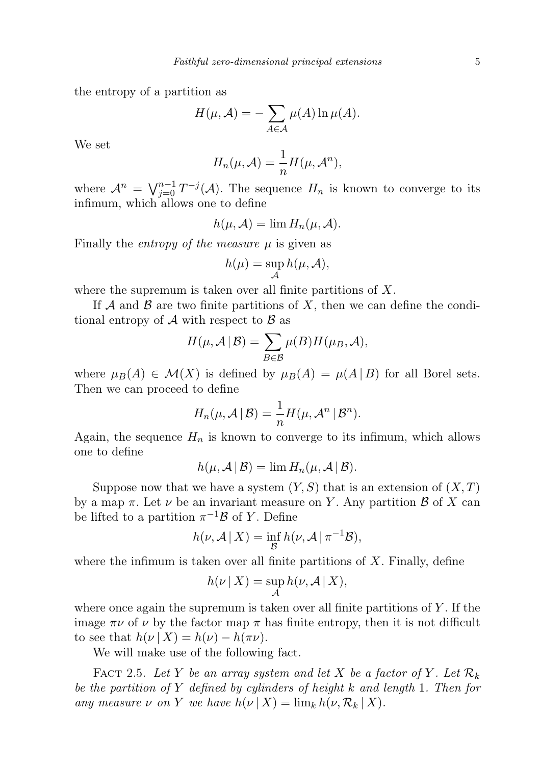the entropy of a partition as

$$H(\mu, \mathcal{A}) = -\sum_{A \in \mathcal{A}} \mu(A) \ln \mu(A).$$

We set

$$H_n(\mu, \mathcal{A}) = \frac{1}{n} H(\mu, \mathcal{A}^n),$$

where $\mathcal{A}^n = \bigvee_{j=0}^{n-1} T^{-j}(\mathcal{A})$. The sequence $H_n$ is known to converge to its infimum, which allows one to define

$$h(\mu, \mathcal{A}) = \lim H_n(\mu, \mathcal{A}).$$

Finally the *entropy of the measure* $\mu$ is given as

$$h(\mu) = \sup_{\mathcal{A}} h(\mu, \mathcal{A}),$$

where the supremum is taken over all finite partitions of $X$.

If $\mathcal{A}$ and $\mathcal{B}$ are two finite partitions of $X$, then we can define the conditional entropy of $\mathcal{A}$ with respect to $\mathcal{B}$ as

$$H(\mu, \mathcal{A} \,|\, \mathcal{B}) = \sum_{B \in \mathcal{B}} \mu(B) H(\mu_B, \mathcal{A}),$$

where $\mu_B(A) \in \mathcal{M}(X)$ is defined by $\mu_B(A) = \mu(A \,|\, B)$ for all Borel sets. Then we can proceed to define

$$H_n(\mu, \mathcal{A} \,|\, \mathcal{B}) = \frac{1}{n} H(\mu, \mathcal{A}^n \,|\, \mathcal{B}^n).$$

Again, the sequence $H_n$ is known to converge to its infimum, which allows one to define

$$h(\mu, \mathcal{A} \,|\, \mathcal{B}) = \lim H_n(\mu, \mathcal{A} \,|\, \mathcal{B}).$$

Suppose now that we have a system $(Y, S)$ that is an extension of $(X, T)$ by a map $\pi$. Let $\nu$ be an invariant measure on $Y$. Any partition $\mathcal{B}$ of $X$ can be lifted to a partition $\pi^{-1}\mathcal{B}$ of $Y$. Define

$$h(\nu, \mathcal{A} \,|\, X) = \inf_{\mathcal{B}} h(\nu, \mathcal{A} \,|\, \pi^{-1}\mathcal{B}),$$

where the infimum is taken over all finite partitions of $X$. Finally, define

$$h(\nu \,|\, X) = \sup_{\mathcal{A}} h(\nu, \mathcal{A} \,|\, X),$$

where once again the supremum is taken over all finite partitions of $Y$. If the image $\pi\nu$ of $\nu$ by the factor map $\pi$ has finite entropy, then it is not difficult to see that $h(\nu \,|\, X) = h(\nu) - h(\pi\nu)$.

We will make use of the following fact.

Fact 2.5. *Let $Y$ be an array system and let $X$ be a factor of $Y$. Let $\mathcal{R}_k$ be the partition of $Y$ defined by cylinders of height $k$ and length 1. Then for any measure $\nu$ on $Y$ we have $h(\nu \,|\, X) = \lim_k h(\nu, \mathcal{R}_k \,|\, X)$.*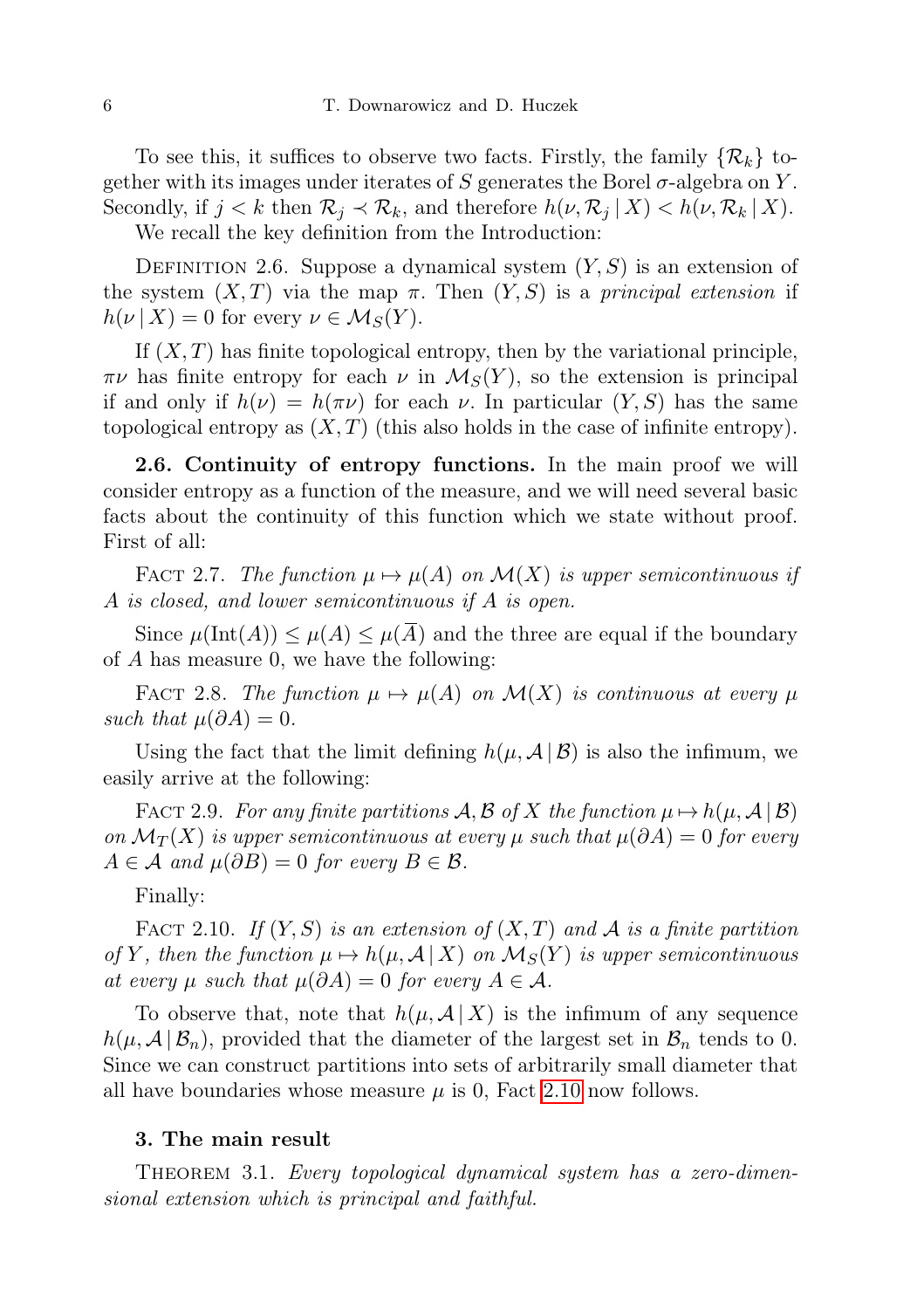To see this, it suffices to observe two facts. Firstly, the family $\{\mathcal{R}_k\}$ together with its images under iterates of $S$ generates the Borel $\sigma$-algebra on $Y$. Secondly, if $j < k$ then $\mathcal{R}_j \prec \mathcal{R}_k$, and therefore $h(\nu, \mathcal{R}_j \,|\, X) < h(\nu, \mathcal{R}_k \,|\, X)$.

We recall the key definition from the Introduction:

Definition 2.6. Suppose a dynamical system $(Y, S)$ is an extension of the system $(X, T)$ via the map $\pi$. Then $(Y, S)$ is a *principal extension* if $h(\nu \,|\, X) = 0$ for every $\nu \in \mathcal{M}_S(Y)$.

If $(X, T)$ has finite topological entropy, then by the variational principle, $\pi\nu$ has finite entropy for each $\nu$ in $\mathcal{M}_S(Y)$, so the extension is principal if and only if $h(\nu) = h(\pi\nu)$ for each $\nu$. In particular $(Y, S)$ has the same topological entropy as $(X, T)$ (this also holds in the case of infinite entropy).

**2.6. Continuity of entropy functions.** In the main proof we will consider entropy as a function of the measure, and we will need several basic facts about the continuity of this function which we state without proof. First of all:

Fact 2.7. *The function $\mu \mapsto \mu(A)$ on $\mathcal{M}(X)$ is upper semicontinuous if $A$ is closed, and lower semicontinuous if $A$ is open.*

Since $\mu(\mathrm{Int}(A)) \le \mu(A) \le \mu(\overline{A})$ and the three are equal if the boundary of $A$ has measure 0, we have the following:

Fact 2.8. *The function $\mu \mapsto \mu(A)$ on $\mathcal{M}(X)$ is continuous at every $\mu$ such that $\mu(\partial A) = 0$.*

Using the fact that the limit defining $h(\mu, \mathcal{A} \,|\, \mathcal{B})$ is also the infimum, we easily arrive at the following:

Fact 2.9. *For any finite partitions $\mathcal{A}, \mathcal{B}$ of $X$ the function $\mu \mapsto h(\mu, \mathcal{A} \,|\, \mathcal{B})$ on $\mathcal{M}_T(X)$ is upper semicontinuous at every $\mu$ such that $\mu(\partial A) = 0$ for every $A \in \mathcal{A}$ and $\mu(\partial B) = 0$ for every $B \in \mathcal{B}$.*

Finally:

Fact 2.10. *If $(Y, S)$ is an extension of $(X, T)$ and $\mathcal{A}$ is a finite partition of $Y$, then the function $\mu \mapsto h(\mu, \mathcal{A} \,|\, X)$ on $\mathcal{M}_S(Y)$ is upper semicontinuous at every $\mu$ such that $\mu(\partial A) = 0$ for every $A \in \mathcal{A}$.*

To observe that, note that $h(\mu, \mathcal{A} \,|\, X)$ is the infimum of any sequence $h(\mu, \mathcal{A} \,|\, \mathcal{B}_n)$, provided that the diameter of the largest set in $\mathcal{B}_n$ tends to 0. Since we can construct partitions into sets of arbitrarily small diameter that all have boundaries whose measure $\mu$ is 0, Fact 2.10 now follows.

## 3. The main result

Theorem 3.1. *Every topological dynamical system has a zero-dimensional extension which is principal and faithful.*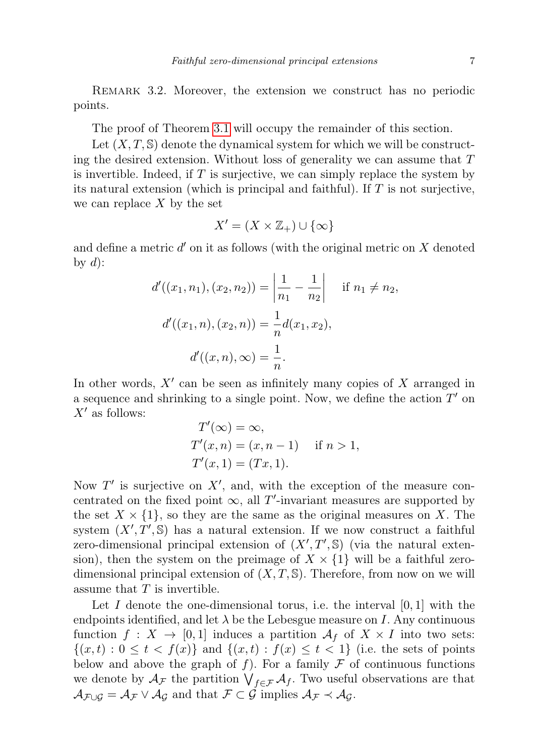Remark 3.2. Moreover, the extension we construct has no periodic points.

The proof of Theorem 3.1 will occupy the remainder of this section.

Let $(X, T, \mathbb{S})$ denote the dynamical system for which we will be constructing the desired extension. Without loss of generality we can assume that $T$ is invertible. Indeed, if $T$ is surjective, we can simply replace the system by its natural extension (which is principal and faithful). If $T$ is not surjective, we can replace $X$ by the set

$$X' = (X \times \mathbb{Z}_+) \cup \{\infty\}$$

and define a metric $d'$ on it as follows (with the original metric on $X$ denoted by $d$):

$$d'((x_1, n_1), (x_2, n_2)) = \left| \frac{1}{n_1} - \frac{1}{n_2} \right| \quad \text{if } n_1 \neq n_2,$$

$$d'((x_1, n), (x_2, n)) = \frac{1}{n} d(x_1, x_2),$$

$$d'((x, n), \infty) = \frac{1}{n}.$$

In other words, $X'$ can be seen as infinitely many copies of $X$ arranged in a sequence and shrinking to a single point. Now, we define the action $T'$ on $X'$ as follows:

$$T'(\infty) = \infty,$$
$$T'(x, n) = (x, n-1) \quad \text{if } n > 1,$$
$$T'(x, 1) = (Tx, 1).$$

Now $T'$ is surjective on $X'$, and, with the exception of the measure concentrated on the fixed point $\infty$, all $T'$-invariant measures are supported by the set $X \times \{1\}$, so they are the same as the original measures on $X$. The system $(X', T', \mathbb{S})$ has a natural extension. If we now construct a faithful zero-dimensional principal extension of $(X', T', \mathbb{S})$ (via the natural extension), then the system on the preimage of $X \times \{1\}$ will be a faithful zero-dimensional principal extension of $(X, T, \mathbb{S})$. Therefore, from now on we will assume that $T$ is invertible.

Let $I$ denote the one-dimensional torus, i.e. the interval $[0, 1]$ with the endpoints identified, and let $\lambda$ be the Lebesgue measure on $I$. Any continuous function $f : X \to [0, 1]$ induces a partition $\mathcal{A}_f$ of $X \times I$ into two sets: $\{(x, t) : 0 \leq t < f(x)\}$ and $\{(x, t) : f(x) \leq t < 1\}$ (i.e. the sets of points below and above the graph of $f$). For a family $\mathcal{F}$ of continuous functions we denote by $\mathcal{A}_\mathcal{F}$ the partition $\bigvee_{f \in \mathcal{F}} \mathcal{A}_f$. Two useful observations are that $\mathcal{A}_{\mathcal{F} \cup \mathcal{G}} = \mathcal{A}_\mathcal{F} \vee \mathcal{A}_\mathcal{G}$ and that $\mathcal{F} \subset \mathcal{G}$ implies $\mathcal{A}_\mathcal{F} \prec \mathcal{A}_\mathcal{G}$.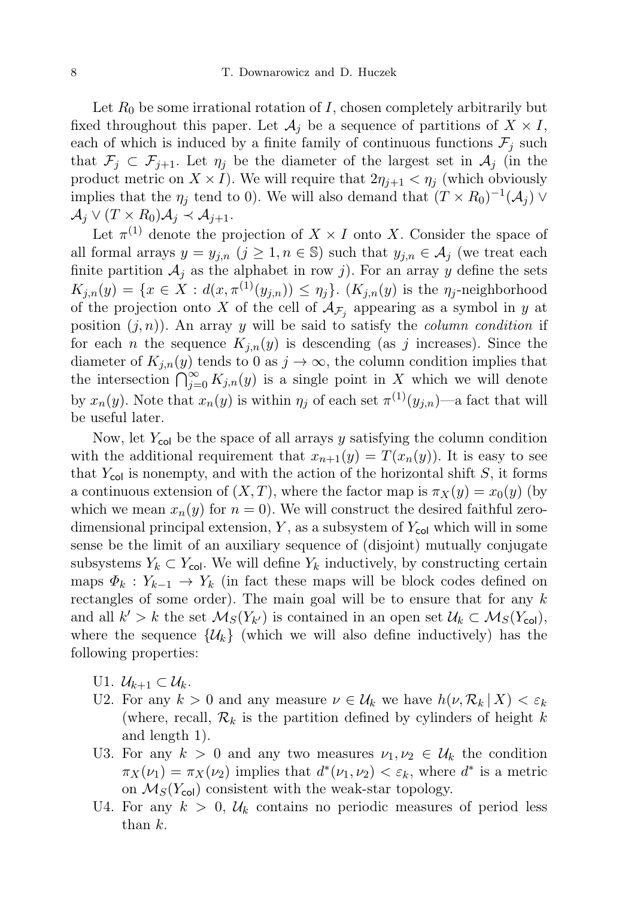Let $R_0$ be some irrational rotation of $I$, chosen completely arbitrarily but fixed throughout this paper. Let $\mathcal{A}_j$ be a sequence of partitions of $X \times I$, each of which is induced by a finite family of continuous functions $\mathcal{F}_j$ such that $\mathcal{F}_j \subset \mathcal{F}_{j+1}$. Let $\eta_j$ be the diameter of the largest set in $\mathcal{A}_j$ (in the product metric on $X \times I$). We will require that $2\eta_{j+1} < \eta_j$ (which obviously implies that the $\eta_j$ tend to 0). We will also demand that $(T \times R_0)^{-1}(\mathcal{A}_j) \vee \mathcal{A}_j \vee (T \times R_0)\mathcal{A}_j \prec \mathcal{A}_{j+1}$.

Let $\pi^{(1)}$ denote the projection of $X \times I$ onto $X$. Consider the space of all formal arrays $y = y_{j,n}$ ($j \geq 1, n \in \mathbb{S}$) such that $y_{j,n} \in \mathcal{A}_j$ (we treat each finite partition $\mathcal{A}_j$ as the alphabet in row $j$). For an array $y$ define the sets $K_{j,n}(y) = \{x \in X : d(x, \pi^{(1)}(y_{j,n})) \leq \eta_j\}$. ($K_{j,n}(y)$ is the $\eta_j$-neighborhood of the projection onto $X$ of the cell of $\mathcal{A}_{\mathcal{F}_j}$ appearing as a symbol in $y$ at position $(j,n)$). An array $y$ will be said to satisfy the *column condition* if for each $n$ the sequence $K_{j,n}(y)$ is descending (as $j$ increases). Since the diameter of $K_{j,n}(y)$ tends to 0 as $j \to \infty$, the column condition implies that the intersection $\bigcap_{j=0}^{\infty} K_{j,n}(y)$ is a single point in $X$ which we will denote by $x_n(y)$. Note that $x_n(y)$ is within $\eta_j$ of each set $\pi^{(1)}(y_{j,n})$—a fact that will be useful later.

Now, let $Y_{\mathsf{col}}$ be the space of all arrays $y$ satisfying the column condition with the additional requirement that $x_{n+1}(y) = T(x_n(y))$. It is easy to see that $Y_{\mathsf{col}}$ is nonempty, and with the action of the horizontal shift $S$, it forms a continuous extension of $(X, T)$, where the factor map is $\pi_X(y) = x_0(y)$ (by which we mean $x_n(y)$ for $n = 0$). We will construct the desired faithful zero-dimensional principal extension, $Y$, as a subsystem of $Y_{\mathsf{col}}$ which will in some sense be the limit of an auxiliary sequence of (disjoint) mutually conjugate subsystems $Y_k \subset Y_{\mathsf{col}}$. We will define $Y_k$ inductively, by constructing certain maps $\Phi_k : Y_{k-1} \to Y_k$ (in fact these maps will be block codes defined on rectangles of some order). The main goal will be to ensure that for any $k$ and all $k' > k$ the set $\mathcal{M}_S(Y_{k'})$ is contained in an open set $\mathcal{U}_k \subset \mathcal{M}_S(Y_{\mathsf{col}})$, where the sequence $\{\mathcal{U}_k\}$ (which we will also define inductively) has the following properties:

- U1. $\mathcal{U}_{k+1} \subset \mathcal{U}_k$.
- U2. For any $k > 0$ and any measure $\nu \in \mathcal{U}_k$ we have $h(\nu, \mathcal{R}_k \,|\, X) < \varepsilon_k$ (where, recall, $\mathcal{R}_k$ is the partition defined by cylinders of height $k$ and length 1).
- U3. For any $k > 0$ and any two measures $\nu_1, \nu_2 \in \mathcal{U}_k$ the condition $\pi_X(\nu_1) = \pi_X(\nu_2)$ implies that $d^*(\nu_1, \nu_2) < \varepsilon_k$, where $d^*$ is a metric on $\mathcal{M}_S(Y_{\mathsf{col}})$ consistent with the weak-star topology.
- U4. For any $k > 0$, $\mathcal{U}_k$ contains no periodic measures of period less than $k$.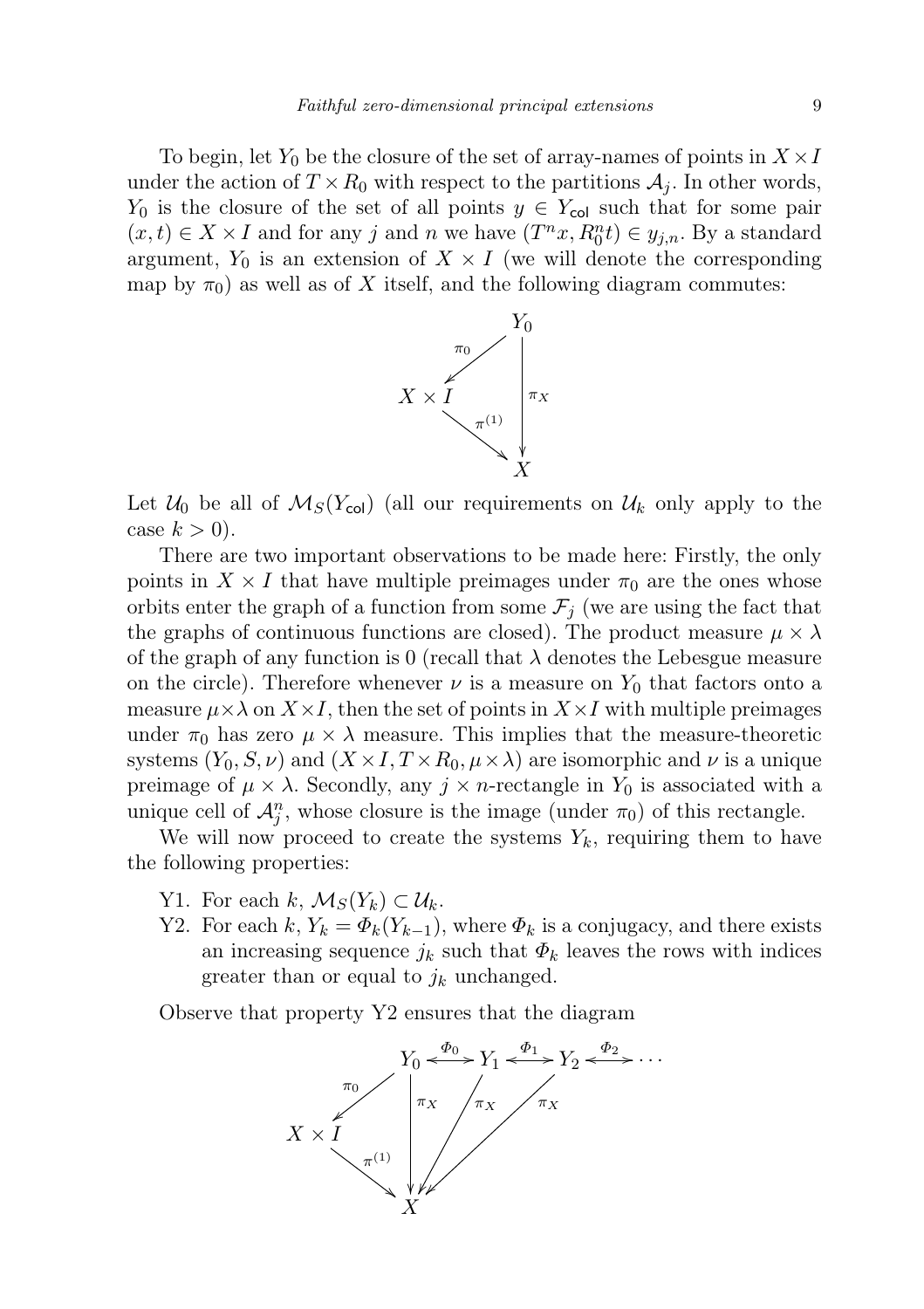To begin, let $Y_0$ be the closure of the set of array-names of points in $X \times I$ under the action of $T \times R_0$ with respect to the partitions $\mathcal{A}_j$. In other words, $Y_0$ is the closure of the set of all points $y \in Y_{\mathsf{col}}$ such that for some pair $(x,t) \in X \times I$ and for any $j$ and $n$ we have $(T^n x, R_0^n t) \in y_{j,n}$. By a standard argument, $Y_0$ is an extension of $X \times I$ (we will denote the corresponding map by $\pi_0$) as well as of $X$ itself, and the following diagram commutes:

$$\begin{array}{ccc} & & Y_0 \\ & \swarrow^{\pi_0} & \downarrow \pi_X \\ X \times I & \xrightarrow{\pi^{(1)}} & X \end{array}$$

Let $\mathcal{U}_0$ be all of $\mathcal{M}_S(Y_{\mathsf{col}})$ (all our requirements on $\mathcal{U}_k$ only apply to the case $k > 0$).

There are two important observations to be made here: Firstly, the only points in $X \times I$ that have multiple preimages under $\pi_0$ are the ones whose orbits enter the graph of a function from some $\mathcal{F}_j$ (we are using the fact that the graphs of continuous functions are closed). The product measure $\mu \times \lambda$ of the graph of any function is 0 (recall that $\lambda$ denotes the Lebesgue measure on the circle). Therefore whenever $\nu$ is a measure on $Y_0$ that factors onto a measure $\mu \times \lambda$ on $X \times I$, then the set of points in $X \times I$ with multiple preimages under $\pi_0$ has zero $\mu \times \lambda$ measure. This implies that the measure-theoretic systems $(Y_0, S, \nu)$ and $(X \times I, T \times R_0, \mu \times \lambda)$ are isomorphic and $\nu$ is a unique preimage of $\mu \times \lambda$. Secondly, any $j \times n$-rectangle in $Y_0$ is associated with a unique cell of $\mathcal{A}_j^n$, whose closure is the image (under $\pi_0$) of this rectangle.

We will now proceed to create the systems $Y_k$, requiring them to have the following properties:

- Y1. For each $k$, $\mathcal{M}_S(Y_k) \subset \mathcal{U}_k$.
- Y2. For each $k$, $Y_k = \Phi_k(Y_{k-1})$, where $\Phi_k$ is a conjugacy, and there exists an increasing sequence $j_k$ such that $\Phi_k$ leaves the rows with indices greater than or equal to $j_k$ unchanged.

Observe that property Y2 ensures that the diagram

$$\begin{array}{ccccccc} & & Y_0 & \xleftrightarrow{\Phi_0} & Y_1 & \xleftrightarrow{\Phi_1} & Y_2 \xleftrightarrow{\Phi_2} \cdots \\ & \swarrow^{\pi_0} & \downarrow \pi_X & \swarrow \pi_X & & \swarrow \pi_X & \\ X \times I & \xrightarrow{\pi^{(1)}} & X & & & & \end{array}$$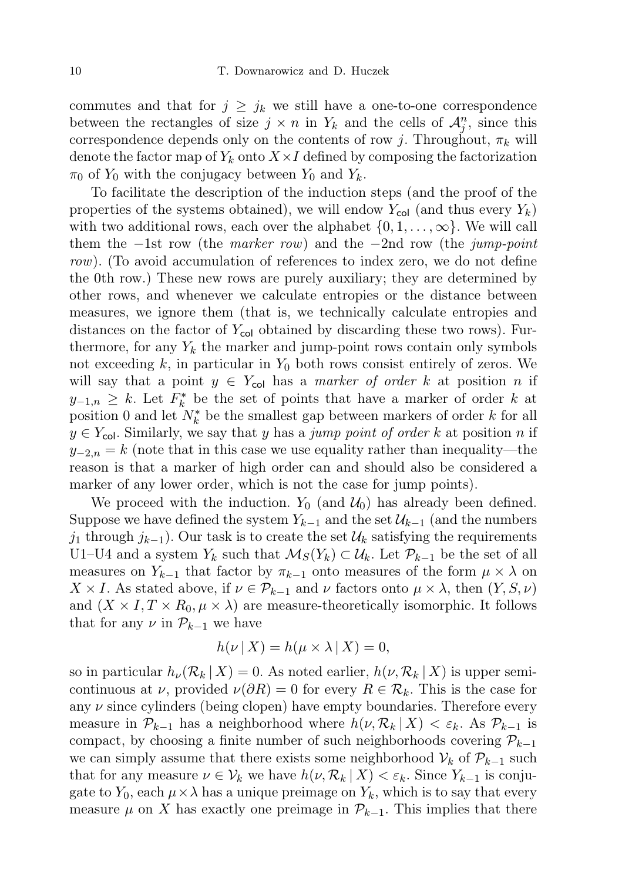commutes and that for $j \geq j_k$ we still have a one-to-one correspondence between the rectangles of size $j \times n$ in $Y_k$ and the cells of $\mathcal{A}_j^n$, since this correspondence depends only on the contents of row $j$. Throughout, $\pi_k$ will denote the factor map of $Y_k$ onto $X \times I$ defined by composing the factorization $\pi_0$ of $Y_0$ with the conjugacy between $Y_0$ and $Y_k$.

To facilitate the description of the induction steps (and the proof of the properties of the systems obtained), we will endow $Y_{\mathsf{col}}$ (and thus every $Y_k$) with two additional rows, each over the alphabet $\{0, 1, \ldots, \infty\}$. We will call them the $-1$st row (the *marker row*) and the $-2$nd row (the *jump-point row*). (To avoid accumulation of references to index zero, we do not define the 0th row.) These new rows are purely auxiliary; they are determined by other rows, and whenever we calculate entropies or the distance between measures, we ignore them (that is, we technically calculate entropies and distances on the factor of $Y_{\mathsf{col}}$ obtained by discarding these two rows). Furthermore, for any $Y_k$ the marker and jump-point rows contain only symbols not exceeding $k$, in particular in $Y_0$ both rows consist entirely of zeros. We will say that a point $y \in Y_{\mathsf{col}}$ has a *marker of order* $k$ at position $n$ if $y_{-1,n} \geq k$. Let $F_k^*$ be the set of points that have a marker of order $k$ at position 0 and let $N_k^*$ be the smallest gap between markers of order $k$ for all $y \in Y_{\mathsf{col}}$. Similarly, we say that $y$ has a *jump point of order* $k$ at position $n$ if $y_{-2,n} = k$ (note that in this case we use equality rather than inequality—the reason is that a marker of high order can and should also be considered a marker of any lower order, which is not the case for jump points).

We proceed with the induction. $Y_0$ (and $\mathcal{U}_0$) has already been defined. Suppose we have defined the system $Y_{k-1}$ and the set $\mathcal{U}_{k-1}$ (and the numbers $j_1$ through $j_{k-1}$). Our task is to create the set $\mathcal{U}_k$ satisfying the requirements U1–U4 and a system $Y_k$ such that $\mathcal{M}_S(Y_k) \subset \mathcal{U}_k$. Let $\mathcal{P}_{k-1}$ be the set of all measures on $Y_{k-1}$ that factor by $\pi_{k-1}$ onto measures of the form $\mu \times \lambda$ on $X \times I$. As stated above, if $\nu \in \mathcal{P}_{k-1}$ and $\nu$ factors onto $\mu \times \lambda$, then $(Y, S, \nu)$ and $(X \times I, T \times R_0, \mu \times \lambda)$ are measure-theoretically isomorphic. It follows that for any $\nu$ in $\mathcal{P}_{k-1}$ we have

$$h(\nu \,|\, X) = h(\mu \times \lambda \,|\, X) = 0,$$

so in particular $h_\nu(\mathcal{R}_k \,|\, X) = 0$. As noted earlier, $h(\nu, \mathcal{R}_k \,|\, X)$ is upper semicontinuous at $\nu$, provided $\nu(\partial R) = 0$ for every $R \in \mathcal{R}_k$. This is the case for any $\nu$ since cylinders (being clopen) have empty boundaries. Therefore every measure in $\mathcal{P}_{k-1}$ has a neighborhood where $h(\nu, \mathcal{R}_k \,|\, X) < \varepsilon_k$. As $\mathcal{P}_{k-1}$ is compact, by choosing a finite number of such neighborhoods covering $\mathcal{P}_{k-1}$ we can simply assume that there exists some neighborhood $\mathcal{V}_k$ of $\mathcal{P}_{k-1}$ such that for any measure $\nu \in \mathcal{V}_k$ we have $h(\nu, \mathcal{R}_k \,|\, X) < \varepsilon_k$. Since $Y_{k-1}$ is conjugate to $Y_0$, each $\mu \times \lambda$ has a unique preimage on $Y_k$, which is to say that every measure $\mu$ on $X$ has exactly one preimage in $\mathcal{P}_{k-1}$. This implies that there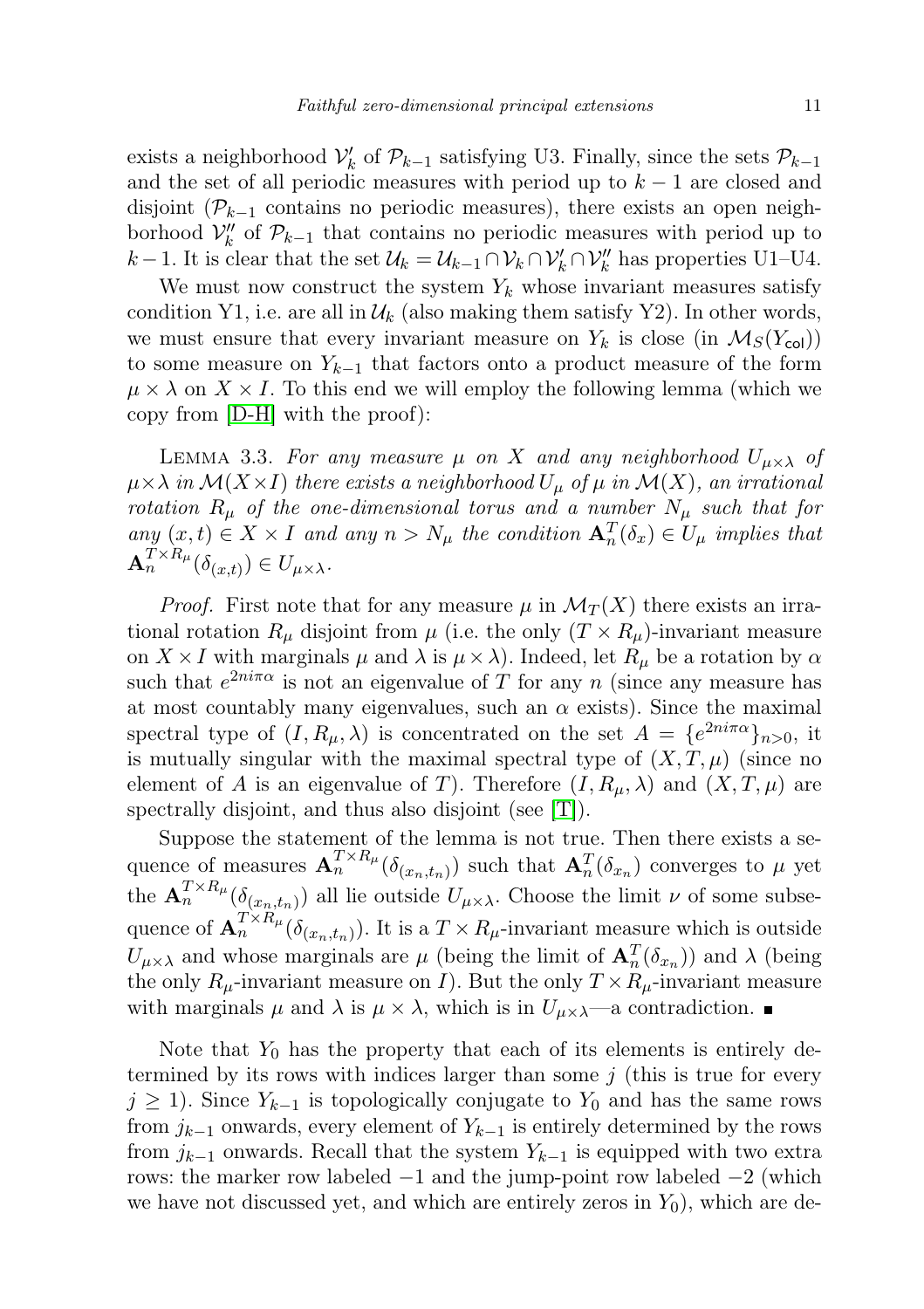exists a neighborhood $\mathcal{V}'_k$ of $\mathcal{P}_{k-1}$ satisfying U3. Finally, since the sets $\mathcal{P}_{k-1}$ and the set of all periodic measures with period up to $k-1$ are closed and disjoint ($\mathcal{P}_{k-1}$ contains no periodic measures), there exists an open neighborhood $\mathcal{V}''_k$ of $\mathcal{P}_{k-1}$ that contains no periodic measures with period up to $k-1$. It is clear that the set $\mathcal{U}_k = \mathcal{U}_{k-1} \cap \mathcal{V}_k \cap \mathcal{V}'_k \cap \mathcal{V}''_k$ has properties U1–U4.

We must now construct the system $Y_k$ whose invariant measures satisfy condition Y1, i.e. are all in $\mathcal{U}_k$ (also making them satisfy Y2). In other words, we must ensure that every invariant measure on $Y_k$ is close (in $\mathcal{M}_S(Y_{\mathsf{col}})$) to some measure on $Y_{k-1}$ that factors onto a product measure of the form $\mu \times \lambda$ on $X \times I$. To this end we will employ the following lemma (which we copy from [D-H] with the proof):

LEMMA 3.3. *For any measure $\mu$ on $X$ and any neighborhood $U_{\mu\times\lambda}$ of $\mu\times\lambda$ in $\mathcal{M}(X\times I)$ there exists a neighborhood $U_\mu$ of $\mu$ in $\mathcal{M}(X)$, an irrational rotation $R_\mu$ of the one-dimensional torus and a number $N_\mu$ such that for any $(x,t) \in X \times I$ and any $n > N_\mu$ the condition $\mathbf{A}_n^T(\delta_x) \in U_\mu$ implies that $\mathbf{A}_n^{T\times R_\mu}(\delta_{(x,t)}) \in U_{\mu\times\lambda}$.*

*Proof.* First note that for any measure $\mu$ in $\mathcal{M}_T(X)$ there exists an irrational rotation $R_\mu$ disjoint from $\mu$ (i.e. the only $(T \times R_\mu)$-invariant measure on $X \times I$ with marginals $\mu$ and $\lambda$ is $\mu \times \lambda$). Indeed, let $R_\mu$ be a rotation by $\alpha$ such that $e^{2ni\pi\alpha}$ is not an eigenvalue of $T$ for any $n$ (since any measure has at most countably many eigenvalues, such an $\alpha$ exists). Since the maximal spectral type of $(I, R_\mu, \lambda)$ is concentrated on the set $A = \{e^{2ni\pi\alpha}\}_{n>0}$, it is mutually singular with the maximal spectral type of $(X, T, \mu)$ (since no element of $A$ is an eigenvalue of $T$). Therefore $(I, R_\mu, \lambda)$ and $(X, T, \mu)$ are spectrally disjoint, and thus also disjoint (see [T]).

Suppose the statement of the lemma is not true. Then there exists a sequence of measures $\mathbf{A}_n^{T\times R_\mu}(\delta_{(x_n,t_n)})$ such that $\mathbf{A}_n^T(\delta_{x_n})$ converges to $\mu$ yet the $\mathbf{A}_n^{T\times R_\mu}(\delta_{(x_n,t_n)})$ all lie outside $U_{\mu\times\lambda}$. Choose the limit $\nu$ of some subsequence of $\mathbf{A}_n^{T\times R_\mu}(\delta_{(x_n,t_n)})$. It is a $T \times R_\mu$-invariant measure which is outside $U_{\mu\times\lambda}$ and whose marginals are $\mu$ (being the limit of $\mathbf{A}_n^T(\delta_{x_n})$) and $\lambda$ (being the only $R_\mu$-invariant measure on $I$). But the only $T \times R_\mu$-invariant measure with marginals $\mu$ and $\lambda$ is $\mu \times \lambda$, which is in $U_{\mu\times\lambda}$—a contradiction. ∎

Note that $Y_0$ has the property that each of its elements is entirely determined by its rows with indices larger than some $j$ (this is true for every $j \geq 1$). Since $Y_{k-1}$ is topologically conjugate to $Y_0$ and has the same rows from $j_{k-1}$ onwards, every element of $Y_{k-1}$ is entirely determined by the rows from $j_{k-1}$ onwards. Recall that the system $Y_{k-1}$ is equipped with two extra rows: the marker row labeled $-1$ and the jump-point row labeled $-2$ (which we have not discussed yet, and which are entirely zeros in $Y_0$), which are de-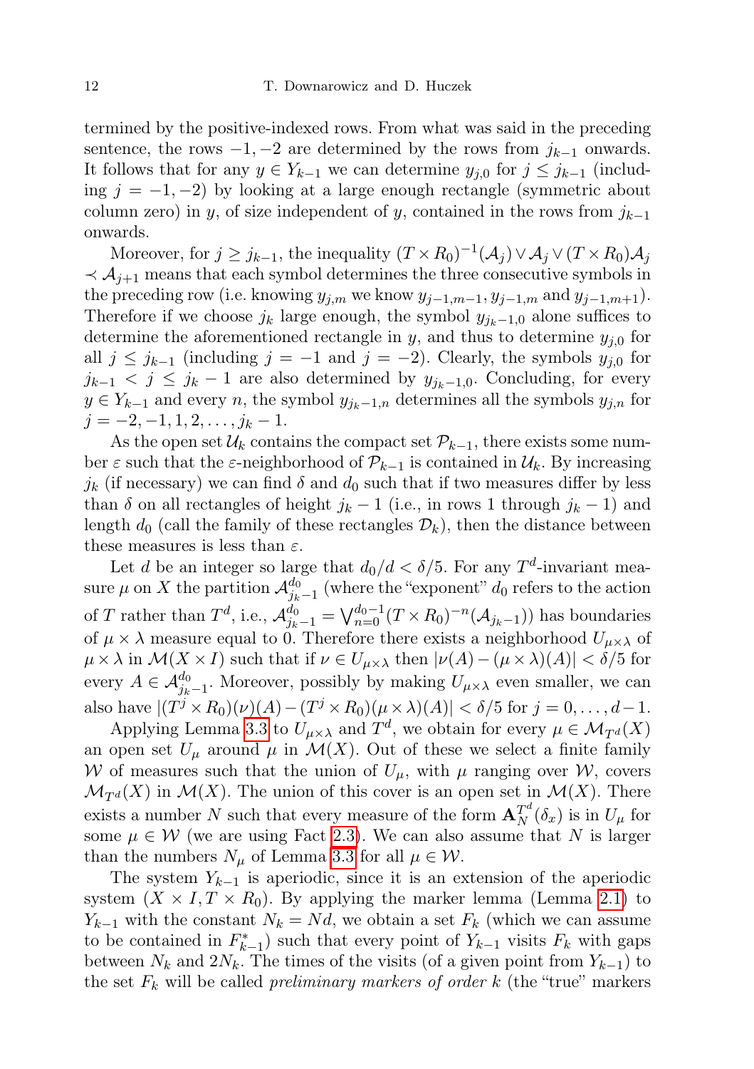termined by the positive-indexed rows. From what was said in the preceding sentence, the rows $-1, -2$ are determined by the rows from $j_{k-1}$ onwards. It follows that for any $y \in Y_{k-1}$ we can determine $y_{j,0}$ for $j \le j_{k-1}$ (including $j = -1, -2$) by looking at a large enough rectangle (symmetric about column zero) in $y$, of size independent of $y$, contained in the rows from $j_{k-1}$ onwards.

Moreover, for $j \ge j_{k-1}$, the inequality $(T \times R_0)^{-1}(\mathcal{A}_j) \vee \mathcal{A}_j \vee (T \times R_0)\mathcal{A}_j \prec \mathcal{A}_{j+1}$ means that each symbol determines the three consecutive symbols in the preceding row (i.e. knowing $y_{j,m}$ we know $y_{j-1,m-1}$, $y_{j-1,m}$ and $y_{j-1,m+1}$). Therefore if we choose $j_k$ large enough, the symbol $y_{j_k-1,0}$ alone suffices to determine the aforementioned rectangle in $y$, and thus to determine $y_{j,0}$ for all $j \le j_{k-1}$ (including $j = -1$ and $j = -2$). Clearly, the symbols $y_{j,0}$ for $j_{k-1} < j \le j_k - 1$ are also determined by $y_{j_k-1,0}$. Concluding, for every $y \in Y_{k-1}$ and every $n$, the symbol $y_{j_k-1,n}$ determines all the symbols $y_{j,n}$ for $j = -2, -1, 1, 2, \ldots, j_k - 1$.

As the open set $\mathcal{U}_k$ contains the compact set $\mathcal{P}_{k-1}$, there exists some number $\varepsilon$ such that the $\varepsilon$-neighborhood of $\mathcal{P}_{k-1}$ is contained in $\mathcal{U}_k$. By increasing $j_k$ (if necessary) we can find $\delta$ and $d_0$ such that if two measures differ by less than $\delta$ on all rectangles of height $j_k - 1$ (i.e., in rows 1 through $j_k - 1$) and length $d_0$ (call the family of these rectangles $\mathcal{D}_k$), then the distance between these measures is less than $\varepsilon$.

Let $d$ be an integer so large that $d_0/d < \delta/5$. For any $T^d$-invariant measure $\mu$ on $X$ the partition $\mathcal{A}^{d_0}_{j_k-1}$ (where the "exponent" $d_0$ refers to the action of $T$ rather than $T^d$, i.e., $\mathcal{A}^{d_0}_{j_k-1} = \bigvee_{n=0}^{d_0-1}(T \times R_0)^{-n}(\mathcal{A}_{j_k-1})$) has boundaries of $\mu \times \lambda$ measure equal to 0. Therefore there exists a neighborhood $U_{\mu\times\lambda}$ of $\mu \times \lambda$ in $\mathcal{M}(X \times I)$ such that if $\nu \in U_{\mu\times\lambda}$ then $|\nu(A) - (\mu \times \lambda)(A)| < \delta/5$ for every $A \in \mathcal{A}^{d_0}_{j_k-1}$. Moreover, possibly by making $U_{\mu\times\lambda}$ even smaller, we can also have $|(T^j \times R_0)(\nu)(A) - (T^j \times R_0)(\mu \times \lambda)(A)| < \delta/5$ for $j = 0, \ldots, d-1$.

Applying Lemma 3.3 to $U_{\mu\times\lambda}$ and $T^d$, we obtain for every $\mu \in \mathcal{M}_{T^d}(X)$ an open set $U_\mu$ around $\mu$ in $\mathcal{M}(X)$. Out of these we select a finite family $\mathcal{W}$ of measures such that the union of $U_\mu$, with $\mu$ ranging over $\mathcal{W}$, covers $\mathcal{M}_{T^d}(X)$ in $\mathcal{M}(X)$. The union of this cover is an open set in $\mathcal{M}(X)$. There exists a number $N$ such that every measure of the form $\mathbf{A}^{T^d}_N(\delta_x)$ is in $U_\mu$ for some $\mu \in \mathcal{W}$ (we are using Fact 2.3). We can also assume that $N$ is larger than the numbers $N_\mu$ of Lemma 3.3 for all $\mu \in \mathcal{W}$.

The system $Y_{k-1}$ is aperiodic, since it is an extension of the aperiodic system $(X \times I, T \times R_0)$. By applying the marker lemma (Lemma 2.1) to $Y_{k-1}$ with the constant $N_k = Nd$, we obtain a set $F_k$ (which we can assume to be contained in $F^*_{k-1}$) such that every point of $Y_{k-1}$ visits $F_k$ with gaps between $N_k$ and $2N_k$. The times of the visits (of a given point from $Y_{k-1}$) to the set $F_k$ will be called *preliminary markers of order* $k$ (the "true" markers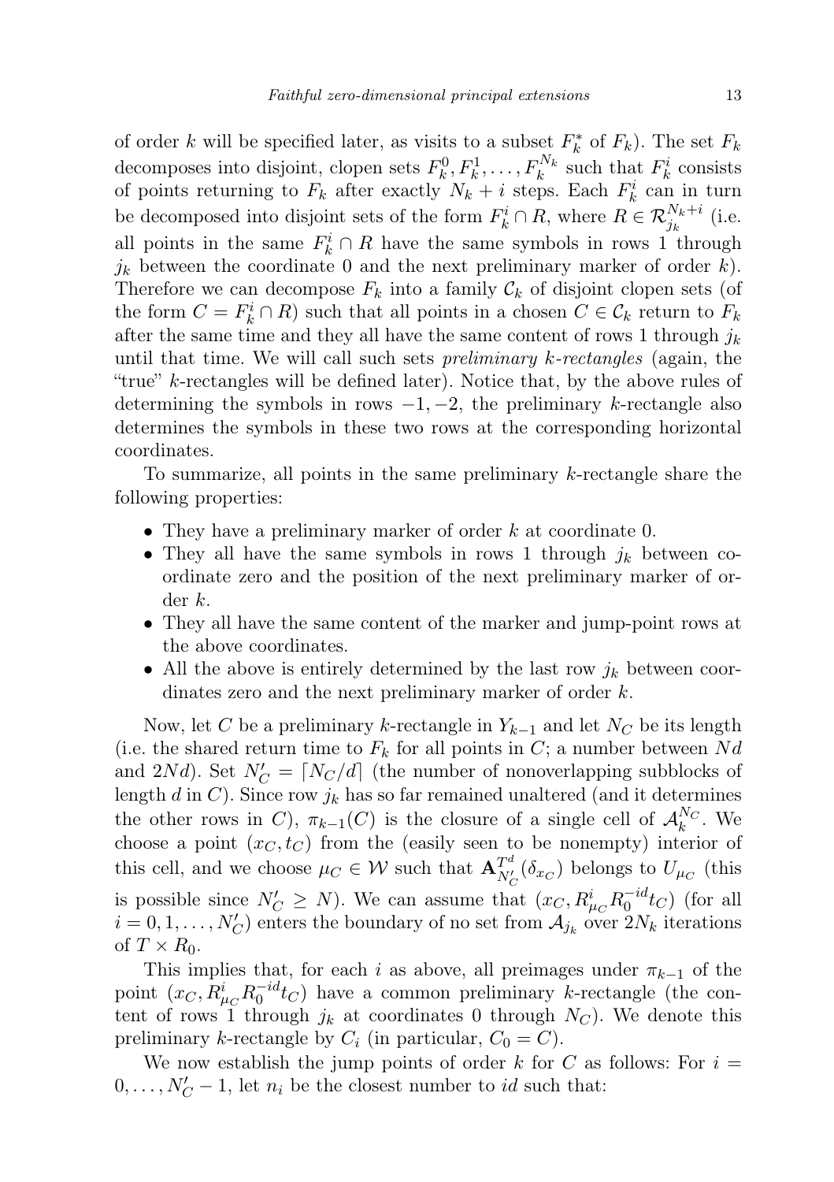of order $k$ will be specified later, as visits to a subset $F_k^*$ of $F_k$). The set $F_k$ decomposes into disjoint, clopen sets $F_k^0, F_k^1, \dots, F_k^{N_k}$ such that $F_k^i$ consists of points returning to $F_k$ after exactly $N_k + i$ steps. Each $F_k^i$ can in turn be decomposed into disjoint sets of the form $F_k^i \cap R$, where $R \in \mathcal{R}_{j_k}^{N_k+i}$ (i.e. all points in the same $F_k^i \cap R$ have the same symbols in rows 1 through $j_k$ between the coordinate 0 and the next preliminary marker of order $k$). Therefore we can decompose $F_k$ into a family $\mathcal{C}_k$ of disjoint clopen sets (of the form $C = F_k^i \cap R$) such that all points in a chosen $C \in \mathcal{C}_k$ return to $F_k$ after the same time and they all have the same content of rows 1 through $j_k$ until that time. We will call such sets *preliminary $k$-rectangles* (again, the "true" $k$-rectangles will be defined later). Notice that, by the above rules of determining the symbols in rows $-1, -2$, the preliminary $k$-rectangle also determines the symbols in these two rows at the corresponding horizontal coordinates.

To summarize, all points in the same preliminary $k$-rectangle share the following properties:

- They have a preliminary marker of order $k$ at coordinate 0.
- They all have the same symbols in rows 1 through $j_k$ between coordinate zero and the position of the next preliminary marker of order $k$.
- They all have the same content of the marker and jump-point rows at the above coordinates.
- All the above is entirely determined by the last row $j_k$ between coordinates zero and the next preliminary marker of order $k$.

Now, let $C$ be a preliminary $k$-rectangle in $Y_{k-1}$ and let $N_C$ be its length (i.e. the shared return time to $F_k$ for all points in $C$; a number between $Nd$ and $2Nd$). Set $N'_C = \lceil N_C/d \rceil$ (the number of nonoverlapping subblocks of length $d$ in $C$). Since row $j_k$ has so far remained unaltered (and it determines the other rows in $C$), $\pi_{k-1}(C)$ is the closure of a single cell of $\mathcal{A}_k^{N_C}$. We choose a point $(x_C, t_C)$ from the (easily seen to be nonempty) interior of this cell, and we choose $\mu_C \in \mathcal{W}$ such that $\mathbf{A}_{N'_C}^{T^d}(\delta_{x_C})$ belongs to $U_{\mu_C}$ (this is possible since $N'_C \geq N$). We can assume that $(x_C, R_{\mu_C}^i R_0^{-id} t_C)$ (for all $i = 0, 1, \dots, N'_C$) enters the boundary of no set from $\mathcal{A}_{j_k}$ over $2N_k$ iterations of $T \times R_0$.

This implies that, for each $i$ as above, all preimages under $\pi_{k-1}$ of the point $(x_C, R_{\mu_C}^i R_0^{-id} t_C)$ have a common preliminary $k$-rectangle (the content of rows 1 through $j_k$ at coordinates 0 through $N_C$). We denote this preliminary $k$-rectangle by $C_i$ (in particular, $C_0 = C$).

We now establish the jump points of order $k$ for $C$ as follows: For $i = 0, \dots, N'_C - 1$, let $n_i$ be the closest number to $id$ such that: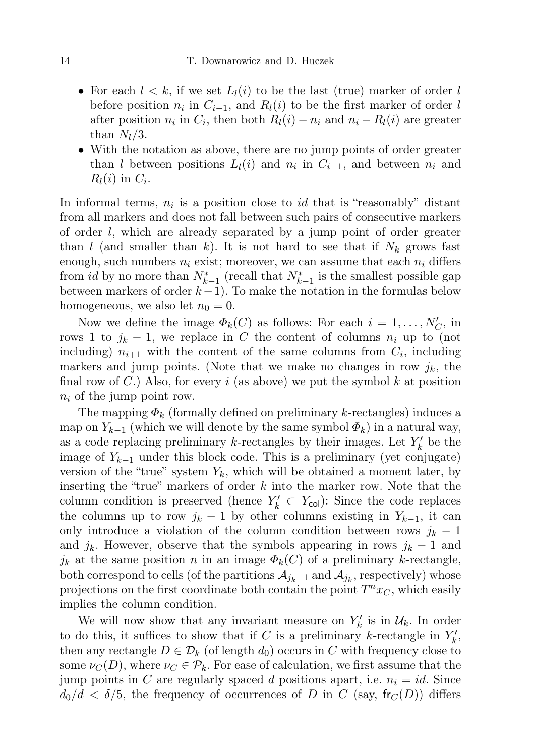- For each $l < k$, if we set $L_l(i)$ to be the last (true) marker of order $l$ before position $n_i$ in $C_{i-1}$, and $R_l(i)$ to be the first marker of order $l$ after position $n_i$ in $C_i$, then both $R_l(i) - n_i$ and $n_i - R_l(i)$ are greater than $N_l/3$.
- With the notation as above, there are no jump points of order greater than $l$ between positions $L_l(i)$ and $n_i$ in $C_{i-1}$, and between $n_i$ and $R_l(i)$ in $C_i$.

In informal terms, $n_i$ is a position close to $id$ that is "reasonably" distant from all markers and does not fall between such pairs of consecutive markers of order $l$, which are already separated by a jump point of order greater than $l$ (and smaller than $k$). It is not hard to see that if $N_k$ grows fast enough, such numbers $n_i$ exist; moreover, we can assume that each $n_i$ differs from $id$ by no more than $N^*_{k-1}$ (recall that $N^*_{k-1}$ is the smallest possible gap between markers of order $k-1$). To make the notation in the formulas below homogeneous, we also let $n_0 = 0$.

Now we define the image $\Phi_k(C)$ as follows: For each $i = 1, \dots, N'_C$, in rows 1 to $j_k - 1$, we replace in $C$ the content of columns $n_i$ up to (not including) $n_{i+1}$ with the content of the same columns from $C_i$, including markers and jump points. (Note that we make no changes in row $j_k$, the final row of $C$.) Also, for every $i$ (as above) we put the symbol $k$ at position $n_i$ of the jump point row.

The mapping $\Phi_k$ (formally defined on preliminary $k$-rectangles) induces a map on $Y_{k-1}$ (which we will denote by the same symbol $\Phi_k$) in a natural way, as a code replacing preliminary $k$-rectangles by their images. Let $Y'_k$ be the image of $Y_{k-1}$ under this block code. This is a preliminary (yet conjugate) version of the "true" system $Y_k$, which will be obtained a moment later, by inserting the "true" markers of order $k$ into the marker row. Note that the column condition is preserved (hence $Y'_k \subset Y_{\mathsf{col}}$): Since the code replaces the columns up to row $j_k - 1$ by other columns existing in $Y_{k-1}$, it can only introduce a violation of the column condition between rows $j_k - 1$ and $j_k$. However, observe that the symbols appearing in rows $j_k - 1$ and $j_k$ at the same position $n$ in an image $\Phi_k(C)$ of a preliminary $k$-rectangle, both correspond to cells (of the partitions $\mathcal{A}_{j_k-1}$ and $\mathcal{A}_{j_k}$, respectively) whose projections on the first coordinate both contain the point $T^n x_C$, which easily implies the column condition.

We will now show that any invariant measure on $Y'_k$ is in $\mathcal{U}_k$. In order to do this, it suffices to show that if $C$ is a preliminary $k$-rectangle in $Y'_k$, then any rectangle $D \in \mathcal{D}_k$ (of length $d_0$) occurs in $C$ with frequency close to some $\nu_C(D)$, where $\nu_C \in \mathcal{P}_k$. For ease of calculation, we first assume that the jump points in $C$ are regularly spaced $d$ positions apart, i.e. $n_i = id$. Since $d_0/d < \delta/5$, the frequency of occurrences of $D$ in $C$ (say, $\mathsf{fr}_C(D)$) differs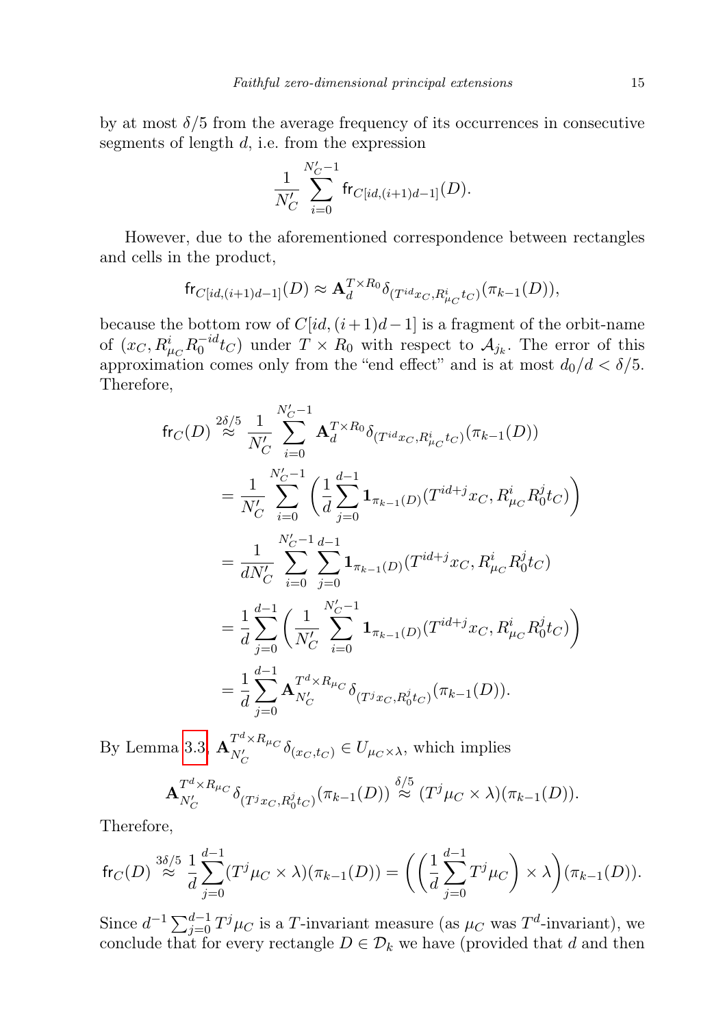by at most $\delta/5$ from the average frequency of its occurrences in consecutive segments of length $d$, i.e. from the expression

$$\frac{1}{N'_C} \sum_{i=0}^{N'_C-1} \mathsf{fr}_{C[id,(i+1)d-1]}(D).$$

However, due to the aforementioned correspondence between rectangles and cells in the product,

$$\mathsf{fr}_{C[id,(i+1)d-1]}(D) \approx \mathbf{A}_d^{T\times R_0} \delta_{(T^{id}x_C, R^i_{\mu_C} t_C)}(\pi_{k-1}(D)),$$

because the bottom row of $C[id,(i+1)d-1]$ is a fragment of the orbit-name of $(x_C, R^i_{\mu_C} R_0^{-id} t_C)$ under $T \times R_0$ with respect to $\mathcal{A}_{j_k}$. The error of this approximation comes only from the "end effect" and is at most $d_0/d < \delta/5$. Therefore,

$$\begin{aligned}
\mathsf{fr}_C(D) &\overset{2\delta/5}{\approx} \frac{1}{N'_C} \sum_{i=0}^{N'_C-1} \mathbf{A}_d^{T\times R_0} \delta_{(T^{id}x_C, R^i_{\mu_C} t_C)}(\pi_{k-1}(D)) \\
&= \frac{1}{N'_C} \sum_{i=0}^{N'_C-1} \left( \frac{1}{d} \sum_{j=0}^{d-1} \mathbf{1}_{\pi_{k-1}(D)}(T^{id+j}x_C, R^i_{\mu_C} R_0^j t_C) \right) \\
&= \frac{1}{dN'_C} \sum_{i=0}^{N'_C-1} \sum_{j=0}^{d-1} \mathbf{1}_{\pi_{k-1}(D)}(T^{id+j}x_C, R^i_{\mu_C} R_0^j t_C) \\
&= \frac{1}{d} \sum_{j=0}^{d-1} \left( \frac{1}{N'_C} \sum_{i=0}^{N'_C-1} \mathbf{1}_{\pi_{k-1}(D)}(T^{id+j}x_C, R^i_{\mu_C} R_0^j t_C) \right) \\
&= \frac{1}{d} \sum_{j=0}^{d-1} \mathbf{A}_{N'_C}^{T^d\times R_{\mu_C}} \delta_{(T^j x_C, R_0^j t_C)}(\pi_{k-1}(D)).
\end{aligned}$$

By Lemma 3.3, $\mathbf{A}_{N'_C}^{T^d\times R_{\mu_C}} \delta_{(x_C,t_C)} \in U_{\mu_C\times\lambda}$, which implies

$$\mathbf{A}_{N'_C}^{T^d\times R_{\mu_C}} \delta_{(T^j x_C, R_0^j t_C)}(\pi_{k-1}(D)) \overset{\delta/5}{\approx} (T^j\mu_C \times \lambda)(\pi_{k-1}(D)).$$

Therefore,

$$\mathsf{fr}_C(D) \overset{3\delta/5}{\approx} \frac{1}{d} \sum_{j=0}^{d-1} (T^j\mu_C \times \lambda)(\pi_{k-1}(D)) = \left( \left( \frac{1}{d} \sum_{j=0}^{d-1} T^j \mu_C \right) \times \lambda \right)(\pi_{k-1}(D)).$$

Since $d^{-1}\sum_{j=0}^{d-1} T^j\mu_C$ is a $T$-invariant measure (as $\mu_C$ was $T^d$-invariant), we conclude that for every rectangle $D \in \mathcal{D}_k$ we have (provided that $d$ and then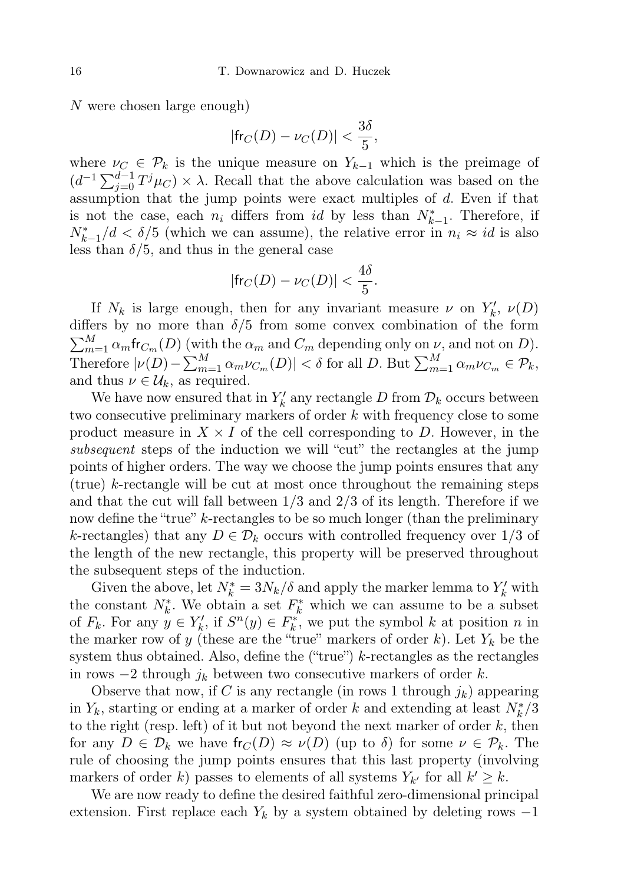$N$ were chosen large enough)

$$|\mathsf{fr}_C(D) - \nu_C(D)| < \frac{3\delta}{5},$$

where $\nu_C \in \mathcal{P}_k$ is the unique measure on $Y_{k-1}$ which is the preimage of $(d^{-1}\sum_{j=0}^{d-1} T^j \mu_C) \times \lambda$. Recall that the above calculation was based on the assumption that the jump points were exact multiples of $d$. Even if that is not the case, each $n_i$ differs from $id$ by less than $N^*_{k-1}$. Therefore, if $N^*_{k-1}/d < \delta/5$ (which we can assume), the relative error in $n_i \approx id$ is also less than $\delta/5$, and thus in the general case

$$|\mathsf{fr}_C(D) - \nu_C(D)| < \frac{4\delta}{5}.$$

If $N_k$ is large enough, then for any invariant measure $\nu$ on $Y'_k$, $\nu(D)$ differs by no more than $\delta/5$ from some convex combination of the form $\sum_{m=1}^{M} \alpha_m \mathsf{fr}_{C_m}(D)$ (with the $\alpha_m$ and $C_m$ depending only on $\nu$, and not on $D$). Therefore $|\nu(D) - \sum_{m=1}^{M} \alpha_m \nu_{C_m}(D)| < \delta$ for all $D$. But $\sum_{m=1}^{M} \alpha_m \nu_{C_m} \in \mathcal{P}_k$, and thus $\nu \in \mathcal{U}_k$, as required.

We have now ensured that in $Y'_k$ any rectangle $D$ from $\mathcal{D}_k$ occurs between two consecutive preliminary markers of order $k$ with frequency close to some product measure in $X \times I$ of the cell corresponding to $D$. However, in the *subsequent* steps of the induction we will "cut" the rectangles at the jump points of higher orders. The way we choose the jump points ensures that any (true) $k$-rectangle will be cut at most once throughout the remaining steps and that the cut will fall between $1/3$ and $2/3$ of its length. Therefore if we now define the "true" $k$-rectangles to be so much longer (than the preliminary $k$-rectangles) that any $D \in \mathcal{D}_k$ occurs with controlled frequency over $1/3$ of the length of the new rectangle, this property will be preserved throughout the subsequent steps of the induction.

Given the above, let $N^*_k = 3N_k/\delta$ and apply the marker lemma to $Y'_k$ with the constant $N^*_k$. We obtain a set $F^*_k$ which we can assume to be a subset of $F_k$. For any $y \in Y'_k$, if $S^n(y) \in F^*_k$, we put the symbol $k$ at position $n$ in the marker row of $y$ (these are the "true" markers of order $k$). Let $Y_k$ be the system thus obtained. Also, define the ("true") $k$-rectangles as the rectangles in rows $-2$ through $j_k$ between two consecutive markers of order $k$.

Observe that now, if $C$ is any rectangle (in rows 1 through $j_k$) appearing in $Y_k$, starting or ending at a marker of order $k$ and extending at least $N^*_k/3$ to the right (resp. left) of it but not beyond the next marker of order $k$, then for any $D \in \mathcal{D}_k$ we have $\mathsf{fr}_C(D) \approx \nu(D)$ (up to $\delta$) for some $\nu \in \mathcal{P}_k$. The rule of choosing the jump points ensures that this last property (involving markers of order $k$) passes to elements of all systems $Y_{k'}$ for all $k' \geq k$.

We are now ready to define the desired faithful zero-dimensional principal extension. First replace each $Y_k$ by a system obtained by deleting rows $-1$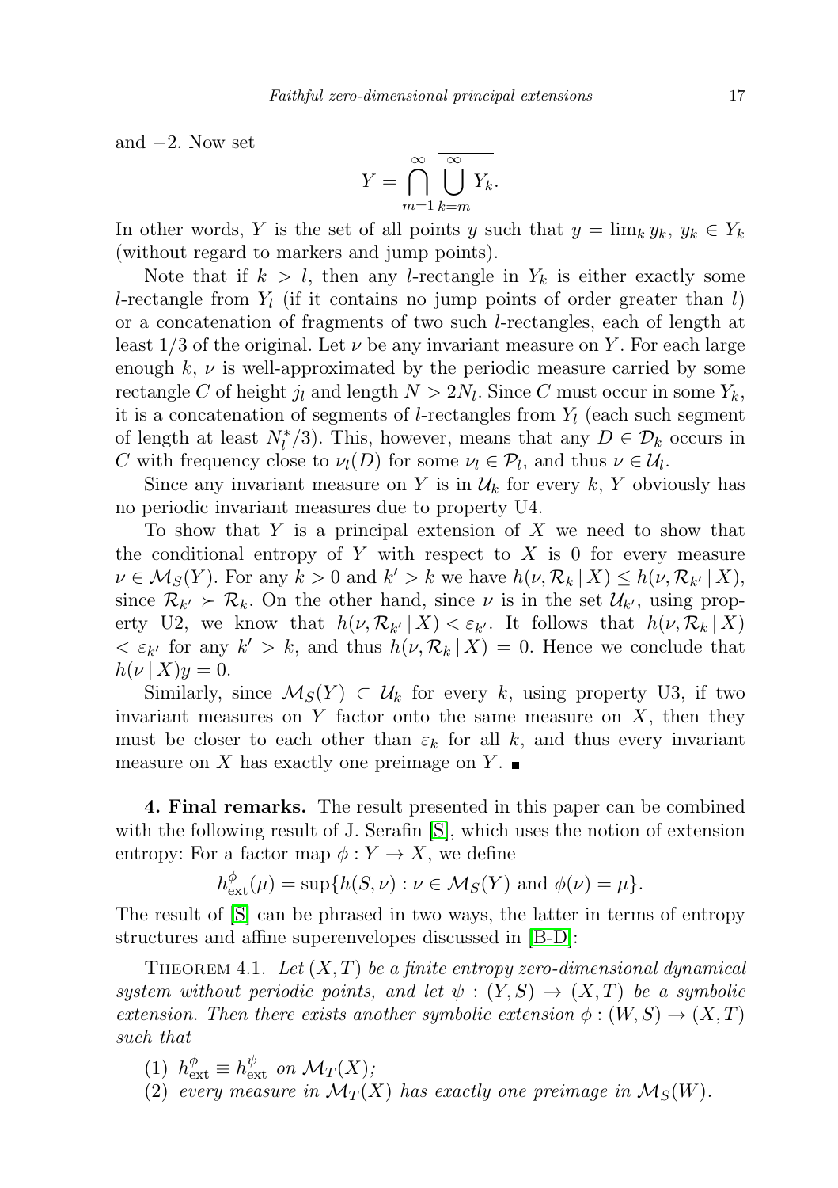and −2. Now set

$$Y = \bigcap_{m=1}^{\infty} \overline{\bigcup_{k=m}^{\infty} Y_k}.$$

In other words, $Y$ is the set of all points $y$ such that $y = \lim_k y_k$, $y_k \in Y_k$ (without regard to markers and jump points).

Note that if $k > l$, then any $l$-rectangle in $Y_k$ is either exactly some $l$-rectangle from $Y_l$ (if it contains no jump points of order greater than $l$) or a concatenation of fragments of two such $l$-rectangles, each of length at least 1/3 of the original. Let $\nu$ be any invariant measure on $Y$. For each large enough $k$, $\nu$ is well-approximated by the periodic measure carried by some rectangle $C$ of height $j_l$ and length $N > 2N_l$. Since $C$ must occur in some $Y_k$, it is a concatenation of segments of $l$-rectangles from $Y_l$ (each such segment of length at least $N_l^*/3$). This, however, means that any $D \in \mathcal{D}_k$ occurs in $C$ with frequency close to $\nu_l(D)$ for some $\nu_l \in \mathcal{P}_l$, and thus $\nu \in \mathcal{U}_l$.

Since any invariant measure on $Y$ is in $\mathcal{U}_k$ for every $k$, $Y$ obviously has no periodic invariant measures due to property U4.

To show that $Y$ is a principal extension of $X$ we need to show that the conditional entropy of $Y$ with respect to $X$ is 0 for every measure $\nu \in \mathcal{M}_S(Y)$. For any $k > 0$ and $k' > k$ we have $h(\nu, \mathcal{R}_k \,|\, X) \leq h(\nu, \mathcal{R}_{k'} \,|\, X)$, since $\mathcal{R}_{k'} \succ \mathcal{R}_k$. On the other hand, since $\nu$ is in the set $\mathcal{U}_{k'}$, using property U2, we know that $h(\nu, \mathcal{R}_{k'} \,|\, X) < \varepsilon_{k'}$. It follows that $h(\nu, \mathcal{R}_k \,|\, X) < \varepsilon_{k'}$ for any $k' > k$, and thus $h(\nu, \mathcal{R}_k \,|\, X) = 0$. Hence we conclude that $h(\nu \,|\, X)y = 0$.

Similarly, since $\mathcal{M}_S(Y) \subset \mathcal{U}_k$ for every $k$, using property U3, if two invariant measures on $Y$ factor onto the same measure on $X$, then they must be closer to each other than $\varepsilon_k$ for all $k$, and thus every invariant measure on $X$ has exactly one preimage on $Y$. ∎

**4. Final remarks.** The result presented in this paper can be combined with the following result of J. Serafin [S], which uses the notion of extension entropy: For a factor map $\phi : Y \to X$, we define

$$h^{\phi}_{\text{ext}}(\mu) = \sup\{h(S, \nu) : \nu \in \mathcal{M}_S(Y) \text{ and } \phi(\nu) = \mu\}.$$

The result of [S] can be phrased in two ways, the latter in terms of entropy structures and affine superenvelopes discussed in [B-D]:

THEOREM 4.1. *Let $(X, T)$ be a finite entropy zero-dimensional dynamical system without periodic points, and let $\psi : (Y, S) \to (X, T)$ be a symbolic extension. Then there exists another symbolic extension $\phi : (W, S) \to (X, T)$ such that*

1. $h^{\phi}_{\text{ext}} \equiv h^{\psi}_{\text{ext}}$ *on* $\mathcal{M}_T(X)$*;*
2. *every measure in* $\mathcal{M}_T(X)$ *has exactly one preimage in* $\mathcal{M}_S(W)$*.*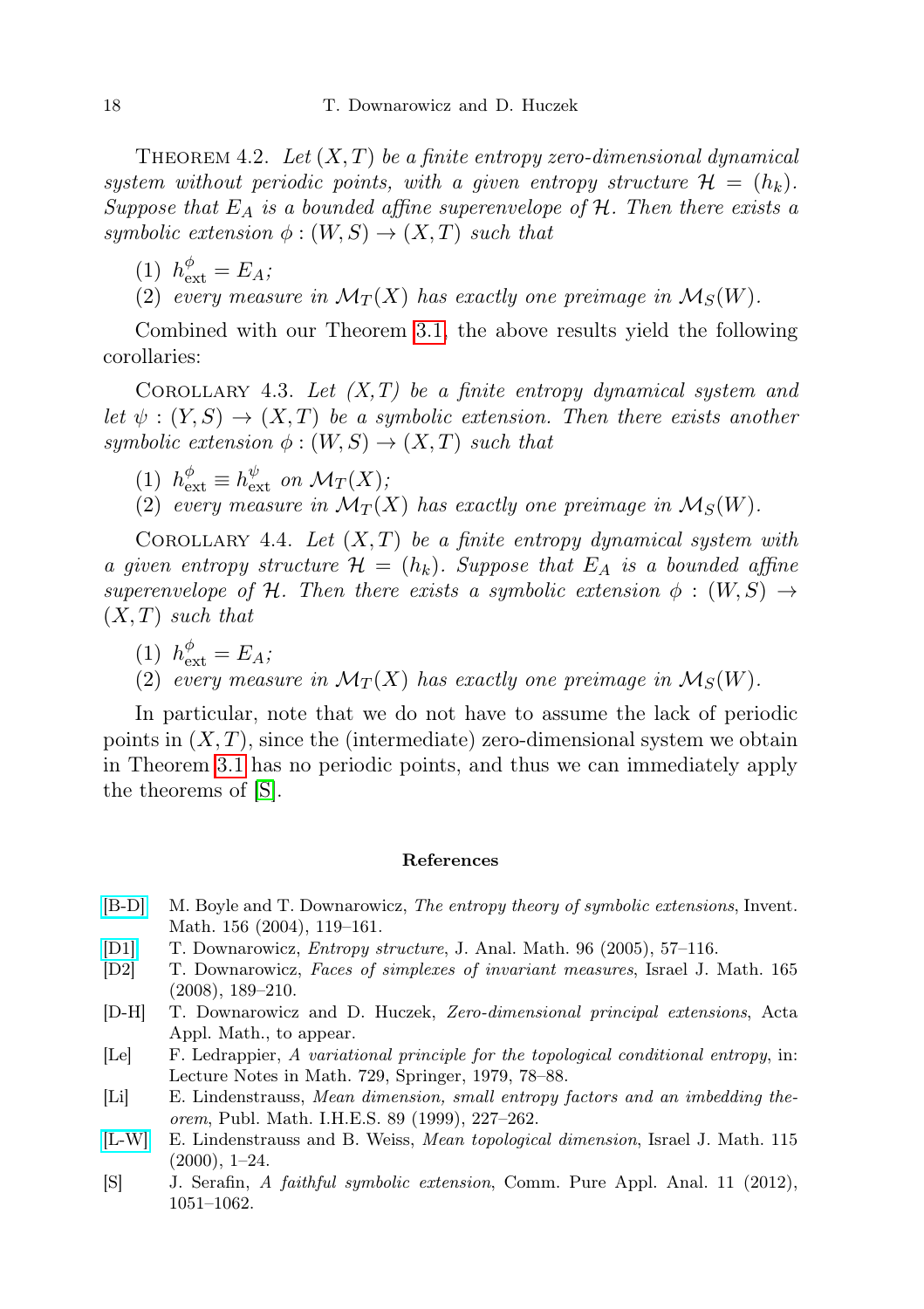Theorem 4.2. *Let $(X,T)$ be a finite entropy zero-dimensional dynamical system without periodic points, with a given entropy structure $\mathcal{H} = (h_k)$. Suppose that $E_A$ is a bounded affine superenvelope of $\mathcal{H}$. Then there exists a symbolic extension $\phi : (W,S) \to (X,T)$ such that*

(1) $h^{\phi}_{\mathrm{ext}} = E_A$;
(2) *every measure in $\mathcal{M}_T(X)$ has exactly one preimage in $\mathcal{M}_S(W)$.*

Combined with our Theorem 3.1, the above results yield the following corollaries:

Corollary 4.3. *Let $(X,T)$ be a finite entropy dynamical system and let $\psi : (Y,S) \to (X,T)$ be a symbolic extension. Then there exists another symbolic extension $\phi : (W,S) \to (X,T)$ such that*

(1) $h^{\phi}_{\mathrm{ext}} \equiv h^{\psi}_{\mathrm{ext}}$ *on* $\mathcal{M}_T(X)$;
(2) *every measure in $\mathcal{M}_T(X)$ has exactly one preimage in $\mathcal{M}_S(W)$.*

Corollary 4.4. *Let $(X,T)$ be a finite entropy dynamical system with a given entropy structure $\mathcal{H} = (h_k)$. Suppose that $E_A$ is a bounded affine superenvelope of $\mathcal{H}$. Then there exists a symbolic extension $\phi : (W,S) \to (X,T)$ such that*

(1) $h^{\phi}_{\mathrm{ext}} = E_A$;
(2) *every measure in $\mathcal{M}_T(X)$ has exactly one preimage in $\mathcal{M}_S(W)$.*

In particular, note that we do not have to assume the lack of periodic points in $(X,T)$, since the (intermediate) zero-dimensional system we obtain in Theorem 3.1 has no periodic points, and thus we can immediately apply the theorems of [S].

## References

[B-D] M. Boyle and T. Downarowicz, *The entropy theory of symbolic extensions*, Invent. Math. 156 (2004), 119–161.

[D1] T. Downarowicz, *Entropy structure*, J. Anal. Math. 96 (2005), 57–116.

[D2] T. Downarowicz, *Faces of simplexes of invariant measures*, Israel J. Math. 165 (2008), 189–210.

[D-H] T. Downarowicz and D. Huczek, *Zero-dimensional principal extensions*, Acta Appl. Math., to appear.

[Le] F. Ledrappier, *A variational principle for the topological conditional entropy*, in: Lecture Notes in Math. 729, Springer, 1979, 78–88.

[Li] E. Lindenstrauss, *Mean dimension, small entropy factors and an imbedding theorem*, Publ. Math. I.H.E.S. 89 (1999), 227–262.

[L-W] E. Lindenstrauss and B. Weiss, *Mean topological dimension*, Israel J. Math. 115 (2000), 1–24.

[S] J. Serafin, *A faithful symbolic extension*, Comm. Pure Appl. Anal. 11 (2012), 1051–1062.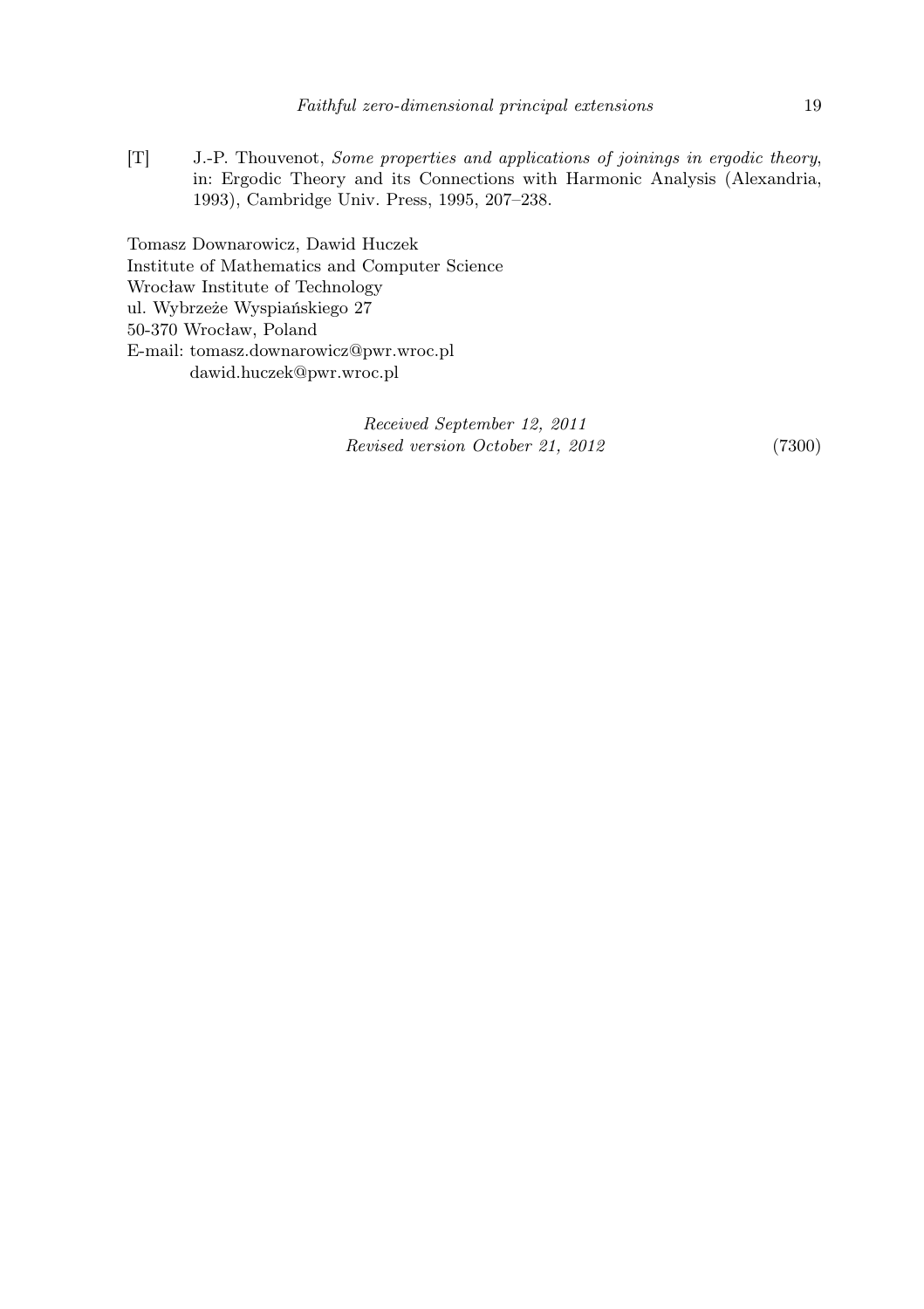[T] J.-P. Thouvenot, *Some properties and applications of joinings in ergodic theory*, in: Ergodic Theory and its Connections with Harmonic Analysis (Alexandria, 1993), Cambridge Univ. Press, 1995, 207–238.

Tomasz Downarowicz, Dawid Huczek
Institute of Mathematics and Computer Science
Wrocław Institute of Technology
ul. Wybrzeże Wyspiańskiego 27
50-370 Wrocław, Poland
E-mail: tomasz.downarowicz@pwr.wroc.pl
dawid.huczek@pwr.wroc.pl

*Received September 12, 2011*
*Revised version October 21, 2012* (7300)